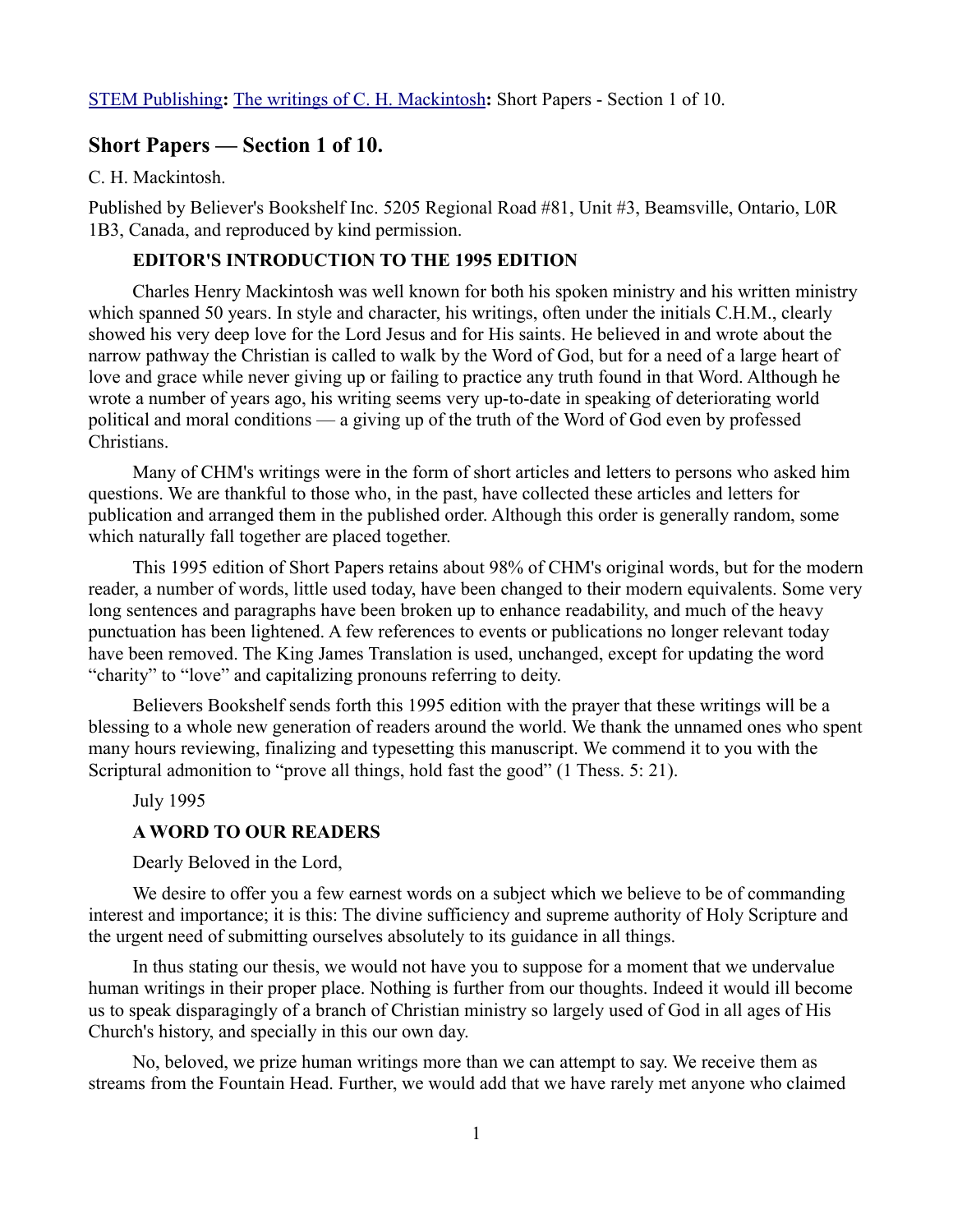[STEM Publishing](#): [The writings of C. H. Mackintosh](#): Short Papers - Section 1 of 10.

## Short Papers — Section 1 of 10.

C. H. Mackintosh.

Published by Believer's Bookshelf Inc. 5205 Regional Road #81, Unit #3, Beamsville, Ontario, L0R 1B3, Canada, and reproduced by kind permission.

### EDITOR'S INTRODUCTION TO THE 1995 EDITION

Charles Henry Mackintosh was well known for both his spoken ministry and his written ministry which spanned 50 years. In style and character, his writings, often under the initials C.H.M., clearly showed his very deep love for the Lord Jesus and for His saints. He believed in and wrote about the narrow pathway the Christian is called to walk by the Word of God, but for a need of a large heart of love and grace while never giving up or failing to practice any truth found in that Word. Although he wrote a number of years ago, his writing seems very up-to-date in speaking of deteriorating world political and moral conditions — a giving up of the truth of the Word of God even by professed Christians.

Many of CHM's writings were in the form of short articles and letters to persons who asked him questions. We are thankful to those who, in the past, have collected these articles and letters for publication and arranged them in the published order. Although this order is generally random, some which naturally fall together are placed together.

This 1995 edition of Short Papers retains about 98% of CHM's original words, but for the modern reader, a number of words, little used today, have been changed to their modern equivalents. Some very long sentences and paragraphs have been broken up to enhance readability, and much of the heavy punctuation has been lightened. A few references to events or publications no longer relevant today have been removed. The King James Translation is used, unchanged, except for updating the word "charity" to "love" and capitalizing pronouns referring to deity.

Believers Bookshelf sends forth this 1995 edition with the prayer that these writings will be a blessing to a whole new generation of readers around the world. We thank the unnamed ones who spent many hours reviewing, finalizing and typesetting this manuscript. We commend it to you with the Scriptural admonition to "prove all things, hold fast the good" (1 Thess. 5: 21).

July 1995

### A WORD TO OUR READERS

Dearly Beloved in the Lord,

We desire to offer you a few earnest words on a subject which we believe to be of commanding interest and importance; it is this: The divine sufficiency and supreme authority of Holy Scripture and the urgent need of submitting ourselves absolutely to its guidance in all things.

In thus stating our thesis, we would not have you to suppose for a moment that we undervalue human writings in their proper place. Nothing is further from our thoughts. Indeed it would ill become us to speak disparagingly of a branch of Christian ministry so largely used of God in all ages of His Church's history, and specially in this our own day.

No, beloved, we prize human writings more than we can attempt to say. We receive them as streams from the Fountain Head. Further, we would add that we have rarely met anyone who claimed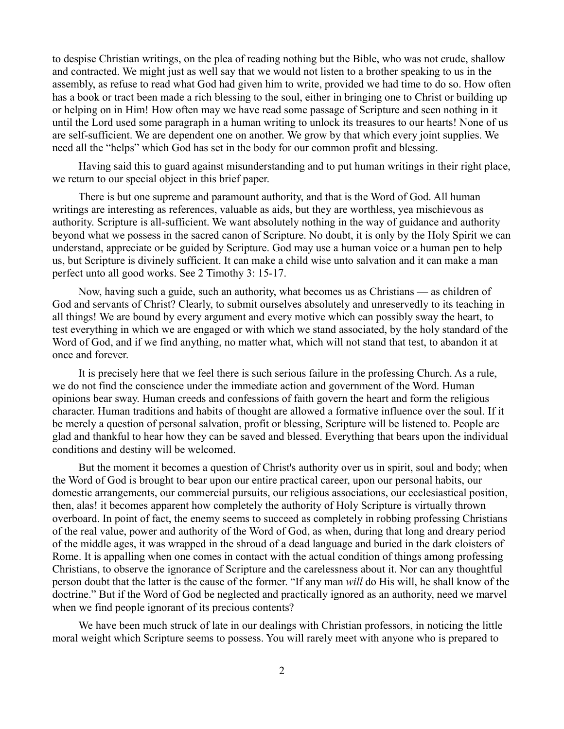to despise Christian writings, on the plea of reading nothing but the Bible, who was not crude, shallow and contracted. We might just as well say that we would not listen to a brother speaking to us in the assembly, as refuse to read what God had given him to write, provided we had time to do so. How often has a book or tract been made a rich blessing to the soul, either in bringing one to Christ or building up or helping on in Him! How often may we have read some passage of Scripture and seen nothing in it until the Lord used some paragraph in a human writing to unlock its treasures to our hearts! None of us are self-sufficient. We are dependent one on another. We grow by that which every joint supplies. We need all the "helps" which God has set in the body for our common profit and blessing.

Having said this to guard against misunderstanding and to put human writings in their right place, we return to our special object in this brief paper.

There is but one supreme and paramount authority, and that is the Word of God. All human writings are interesting as references, valuable as aids, but they are worthless, yea mischievous as authority. Scripture is all-sufficient. We want absolutely nothing in the way of guidance and authority beyond what we possess in the sacred canon of Scripture. No doubt, it is only by the Holy Spirit we can understand, appreciate or be guided by Scripture. God may use a human voice or a human pen to help us, but Scripture is divinely sufficient. It can make a child wise unto salvation and it can make a man perfect unto all good works. See 2 Timothy 3: 15-17.

Now, having such a guide, such an authority, what becomes us as Christians — as children of God and servants of Christ? Clearly, to submit ourselves absolutely and unreservedly to its teaching in all things! We are bound by every argument and every motive which can possibly sway the heart, to test everything in which we are engaged or with which we stand associated, by the holy standard of the Word of God, and if we find anything, no matter what, which will not stand that test, to abandon it at once and forever.

It is precisely here that we feel there is such serious failure in the professing Church. As a rule, we do not find the conscience under the immediate action and government of the Word. Human opinions bear sway. Human creeds and confessions of faith govern the heart and form the religious character. Human traditions and habits of thought are allowed a formative influence over the soul. If it be merely a question of personal salvation, profit or blessing, Scripture will be listened to. People are glad and thankful to hear how they can be saved and blessed. Everything that bears upon the individual conditions and destiny will be welcomed.

But the moment it becomes a question of Christ's authority over us in spirit, soul and body; when the Word of God is brought to bear upon our entire practical career, upon our personal habits, our domestic arrangements, our commercial pursuits, our religious associations, our ecclesiastical position, then, alas! it becomes apparent how completely the authority of Holy Scripture is virtually thrown overboard. In point of fact, the enemy seems to succeed as completely in robbing professing Christians of the real value, power and authority of the Word of God, as when, during that long and dreary period of the middle ages, it was wrapped in the shroud of a dead language and buried in the dark cloisters of Rome. It is appalling when one comes in contact with the actual condition of things among professing Christians, to observe the ignorance of Scripture and the carelessness about it. Nor can any thoughtful person doubt that the latter is the cause of the former. "If any man *will* do His will, he shall know of the doctrine." But if the Word of God be neglected and practically ignored as an authority, need we marvel when we find people ignorant of its precious contents?

We have been much struck of late in our dealings with Christian professors, in noticing the little moral weight which Scripture seems to possess. You will rarely meet with anyone who is prepared to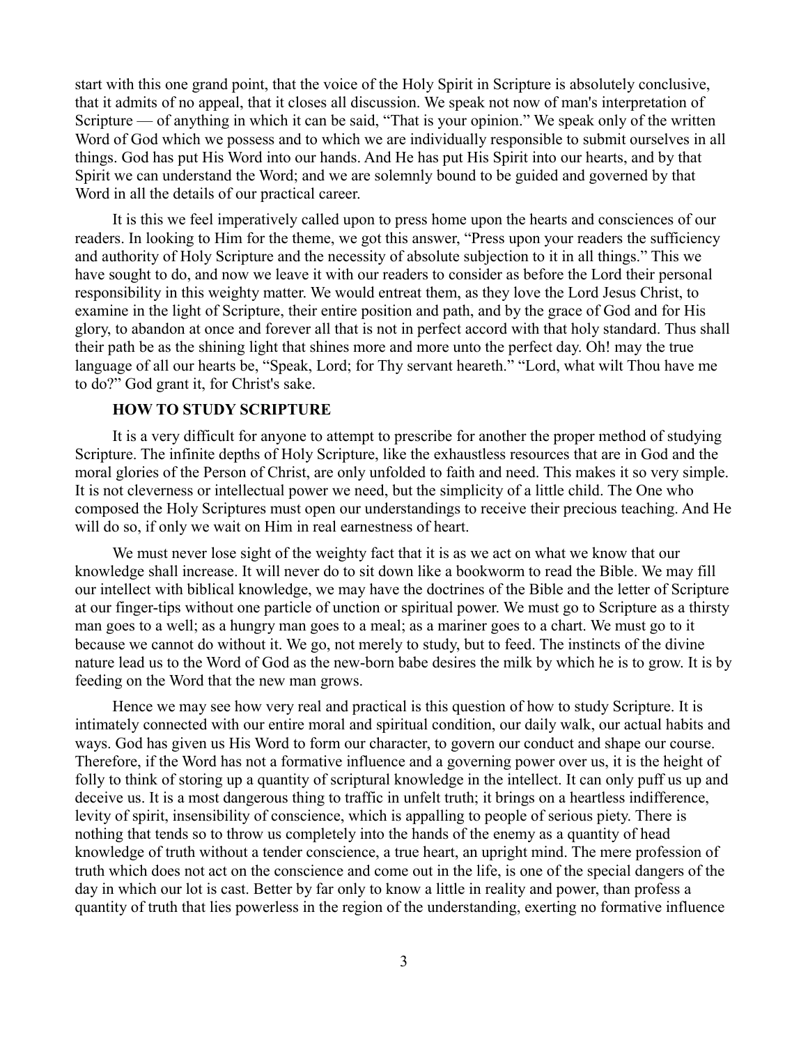start with this one grand point, that the voice of the Holy Spirit in Scripture is absolutely conclusive, that it admits of no appeal, that it closes all discussion. We speak not now of man's interpretation of Scripture — of anything in which it can be said, "That is your opinion." We speak only of the written Word of God which we possess and to which we are individually responsible to submit ourselves in all things. God has put His Word into our hands. And He has put His Spirit into our hearts, and by that Spirit we can understand the Word; and we are solemnly bound to be guided and governed by that Word in all the details of our practical career.

It is this we feel imperatively called upon to press home upon the hearts and consciences of our readers. In looking to Him for the theme, we got this answer, "Press upon your readers the sufficiency and authority of Holy Scripture and the necessity of absolute subjection to it in all things." This we have sought to do, and now we leave it with our readers to consider as before the Lord their personal responsibility in this weighty matter. We would entreat them, as they love the Lord Jesus Christ, to examine in the light of Scripture, their entire position and path, and by the grace of God and for His glory, to abandon at once and forever all that is not in perfect accord with that holy standard. Thus shall their path be as the shining light that shines more and more unto the perfect day. Oh! may the true language of all our hearts be, "Speak, Lord; for Thy servant heareth." "Lord, what wilt Thou have me to do?" God grant it, for Christ's sake.

## HOW TO STUDY SCRIPTURE

It is a very difficult for anyone to attempt to prescribe for another the proper method of studying Scripture. The infinite depths of Holy Scripture, like the exhaustless resources that are in God and the moral glories of the Person of Christ, are only unfolded to faith and need. This makes it so very simple. It is not cleverness or intellectual power we need, but the simplicity of a little child. The One who composed the Holy Scriptures must open our understandings to receive their precious teaching. And He will do so, if only we wait on Him in real earnestness of heart.

We must never lose sight of the weighty fact that it is as we act on what we know that our knowledge shall increase. It will never do to sit down like a bookworm to read the Bible. We may fill our intellect with biblical knowledge, we may have the doctrines of the Bible and the letter of Scripture at our finger-tips without one particle of unction or spiritual power. We must go to Scripture as a thirsty man goes to a well; as a hungry man goes to a meal; as a mariner goes to a chart. We must go to it because we cannot do without it. We go, not merely to study, but to feed. The instincts of the divine nature lead us to the Word of God as the new-born babe desires the milk by which he is to grow. It is by feeding on the Word that the new man grows.

Hence we may see how very real and practical is this question of how to study Scripture. It is intimately connected with our entire moral and spiritual condition, our daily walk, our actual habits and ways. God has given us His Word to form our character, to govern our conduct and shape our course. Therefore, if the Word has not a formative influence and a governing power over us, it is the height of folly to think of storing up a quantity of scriptural knowledge in the intellect. It can only puff us up and deceive us. It is a most dangerous thing to traffic in unfelt truth; it brings on a heartless indifference, levity of spirit, insensibility of conscience, which is appalling to people of serious piety. There is nothing that tends so to throw us completely into the hands of the enemy as a quantity of head knowledge of truth without a tender conscience, a true heart, an upright mind. The mere profession of truth which does not act on the conscience and come out in the life, is one of the special dangers of the day in which our lot is cast. Better by far only to know a little in reality and power, than profess a quantity of truth that lies powerless in the region of the understanding, exerting no formative influence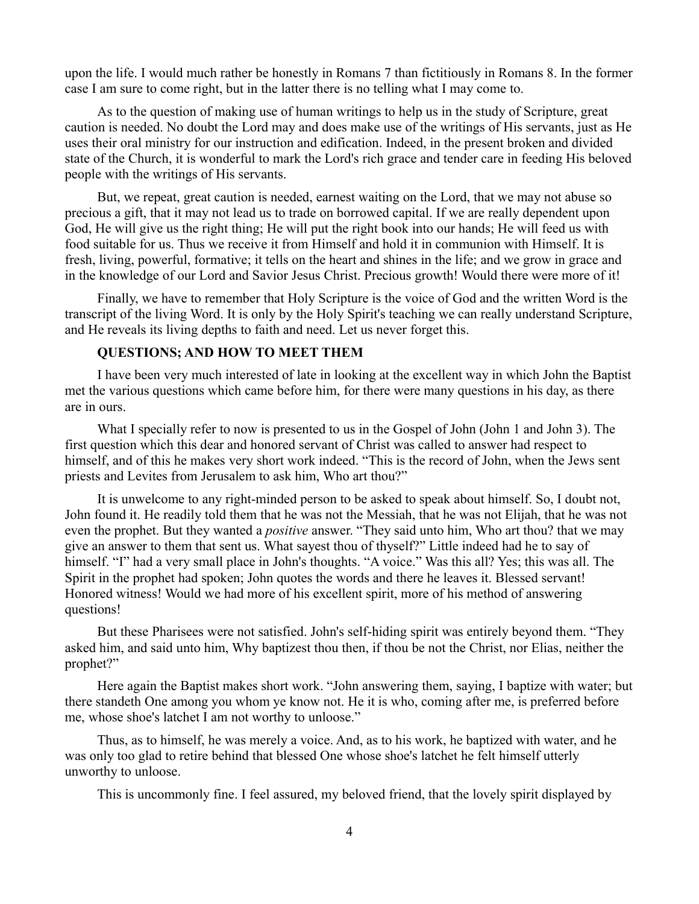upon the life. I would much rather be honestly in Romans 7 than fictitiously in Romans 8. In the former case I am sure to come right, but in the latter there is no telling what I may come to.

As to the question of making use of human writings to help us in the study of Scripture, great caution is needed. No doubt the Lord may and does make use of the writings of His servants, just as He uses their oral ministry for our instruction and edification. Indeed, in the present broken and divided state of the Church, it is wonderful to mark the Lord's rich grace and tender care in feeding His beloved people with the writings of His servants.

But, we repeat, great caution is needed, earnest waiting on the Lord, that we may not abuse so precious a gift, that it may not lead us to trade on borrowed capital. If we are really dependent upon God, He will give us the right thing; He will put the right book into our hands; He will feed us with food suitable for us. Thus we receive it from Himself and hold it in communion with Himself. It is fresh, living, powerful, formative; it tells on the heart and shines in the life; and we grow in grace and in the knowledge of our Lord and Savior Jesus Christ. Precious growth! Would there were more of it!

Finally, we have to remember that Holy Scripture is the voice of God and the written Word is the transcript of the living Word. It is only by the Holy Spirit's teaching we can really understand Scripture, and He reveals its living depths to faith and need. Let us never forget this.

## QUESTIONS; AND HOW TO MEET THEM

I have been very much interested of late in looking at the excellent way in which John the Baptist met the various questions which came before him, for there were many questions in his day, as there are in ours.

What I specially refer to now is presented to us in the Gospel of John (John 1 and John 3). The first question which this dear and honored servant of Christ was called to answer had respect to himself, and of this he makes very short work indeed. "This is the record of John, when the Jews sent priests and Levites from Jerusalem to ask him, Who art thou?"

It is unwelcome to any right-minded person to be asked to speak about himself. So, I doubt not, John found it. He readily told them that he was not the Messiah, that he was not Elijah, that he was not even the prophet. But they wanted a *positive* answer. "They said unto him, Who art thou? that we may give an answer to them that sent us. What sayest thou of thyself?" Little indeed had he to say of himself. "I" had a very small place in John's thoughts. "A voice." Was this all? Yes; this was all. The Spirit in the prophet had spoken; John quotes the words and there he leaves it. Blessed servant! Honored witness! Would we had more of his excellent spirit, more of his method of answering questions!

But these Pharisees were not satisfied. John's self-hiding spirit was entirely beyond them. "They asked him, and said unto him, Why baptizest thou then, if thou be not the Christ, nor Elias, neither the prophet?"

Here again the Baptist makes short work. "John answering them, saying, I baptize with water; but there standeth One among you whom ye know not. He it is who, coming after me, is preferred before me, whose shoe's latchet I am not worthy to unloose."

Thus, as to himself, he was merely a voice. And, as to his work, he baptized with water, and he was only too glad to retire behind that blessed One whose shoe's latchet he felt himself utterly unworthy to unloose.

This is uncommonly fine. I feel assured, my beloved friend, that the lovely spirit displayed by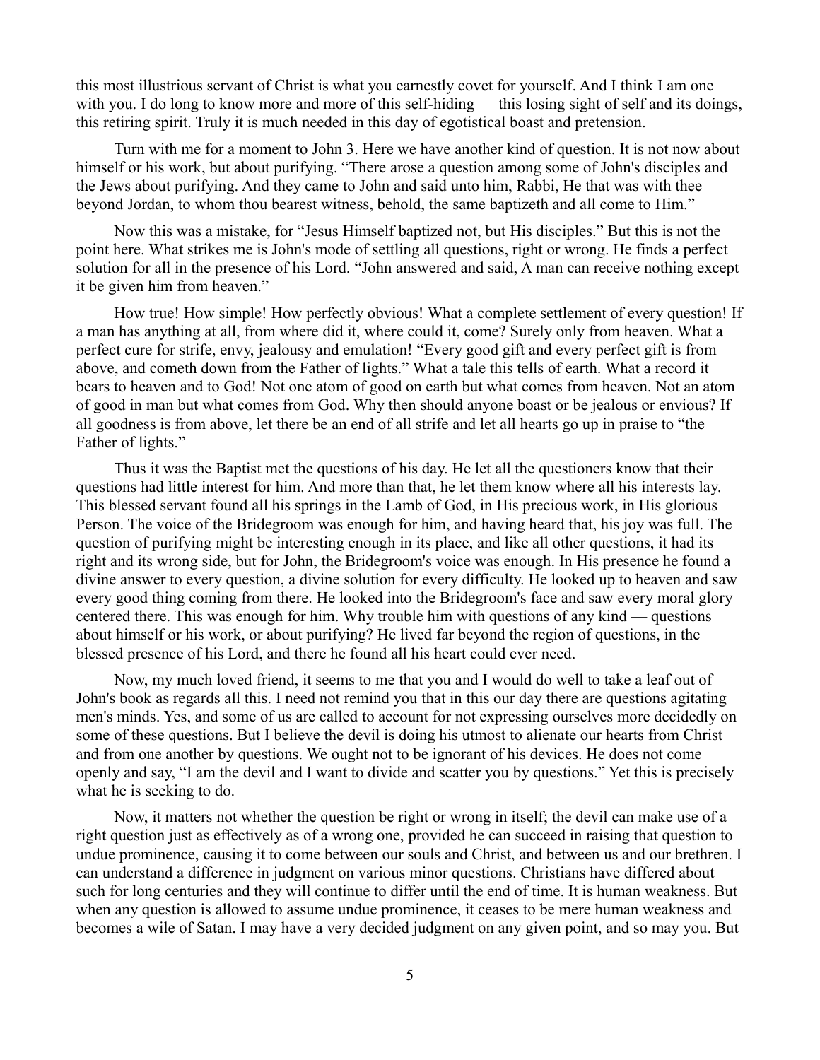this most illustrious servant of Christ is what you earnestly covet for yourself. And I think I am one with you. I do long to know more and more of this self-hiding — this losing sight of self and its doings, this retiring spirit. Truly it is much needed in this day of egotistical boast and pretension.

Turn with me for a moment to John 3. Here we have another kind of question. It is not now about himself or his work, but about purifying. "There arose a question among some of John's disciples and the Jews about purifying. And they came to John and said unto him, Rabbi, He that was with thee beyond Jordan, to whom thou bearest witness, behold, the same baptizeth and all come to Him."

Now this was a mistake, for "Jesus Himself baptized not, but His disciples." But this is not the point here. What strikes me is John's mode of settling all questions, right or wrong. He finds a perfect solution for all in the presence of his Lord. "John answered and said, A man can receive nothing except it be given him from heaven."

How true! How simple! How perfectly obvious! What a complete settlement of every question! If a man has anything at all, from where did it, where could it, come? Surely only from heaven. What a perfect cure for strife, envy, jealousy and emulation! "Every good gift and every perfect gift is from above, and cometh down from the Father of lights." What a tale this tells of earth. What a record it bears to heaven and to God! Not one atom of good on earth but what comes from heaven. Not an atom of good in man but what comes from God. Why then should anyone boast or be jealous or envious? If all goodness is from above, let there be an end of all strife and let all hearts go up in praise to "the Father of lights."

Thus it was the Baptist met the questions of his day. He let all the questioners know that their questions had little interest for him. And more than that, he let them know where all his interests lay. This blessed servant found all his springs in the Lamb of God, in His precious work, in His glorious Person. The voice of the Bridegroom was enough for him, and having heard that, his joy was full. The question of purifying might be interesting enough in its place, and like all other questions, it had its right and its wrong side, but for John, the Bridegroom's voice was enough. In His presence he found a divine answer to every question, a divine solution for every difficulty. He looked up to heaven and saw every good thing coming from there. He looked into the Bridegroom's face and saw every moral glory centered there. This was enough for him. Why trouble him with questions of any kind — questions about himself or his work, or about purifying? He lived far beyond the region of questions, in the blessed presence of his Lord, and there he found all his heart could ever need.

Now, my much loved friend, it seems to me that you and I would do well to take a leaf out of John's book as regards all this. I need not remind you that in this our day there are questions agitating men's minds. Yes, and some of us are called to account for not expressing ourselves more decidedly on some of these questions. But I believe the devil is doing his utmost to alienate our hearts from Christ and from one another by questions. We ought not to be ignorant of his devices. He does not come openly and say, "I am the devil and I want to divide and scatter you by questions." Yet this is precisely what he is seeking to do.

Now, it matters not whether the question be right or wrong in itself; the devil can make use of a right question just as effectively as of a wrong one, provided he can succeed in raising that question to undue prominence, causing it to come between our souls and Christ, and between us and our brethren. I can understand a difference in judgment on various minor questions. Christians have differed about such for long centuries and they will continue to differ until the end of time. It is human weakness. But when any question is allowed to assume undue prominence, it ceases to be mere human weakness and becomes a wile of Satan. I may have a very decided judgment on any given point, and so may you. But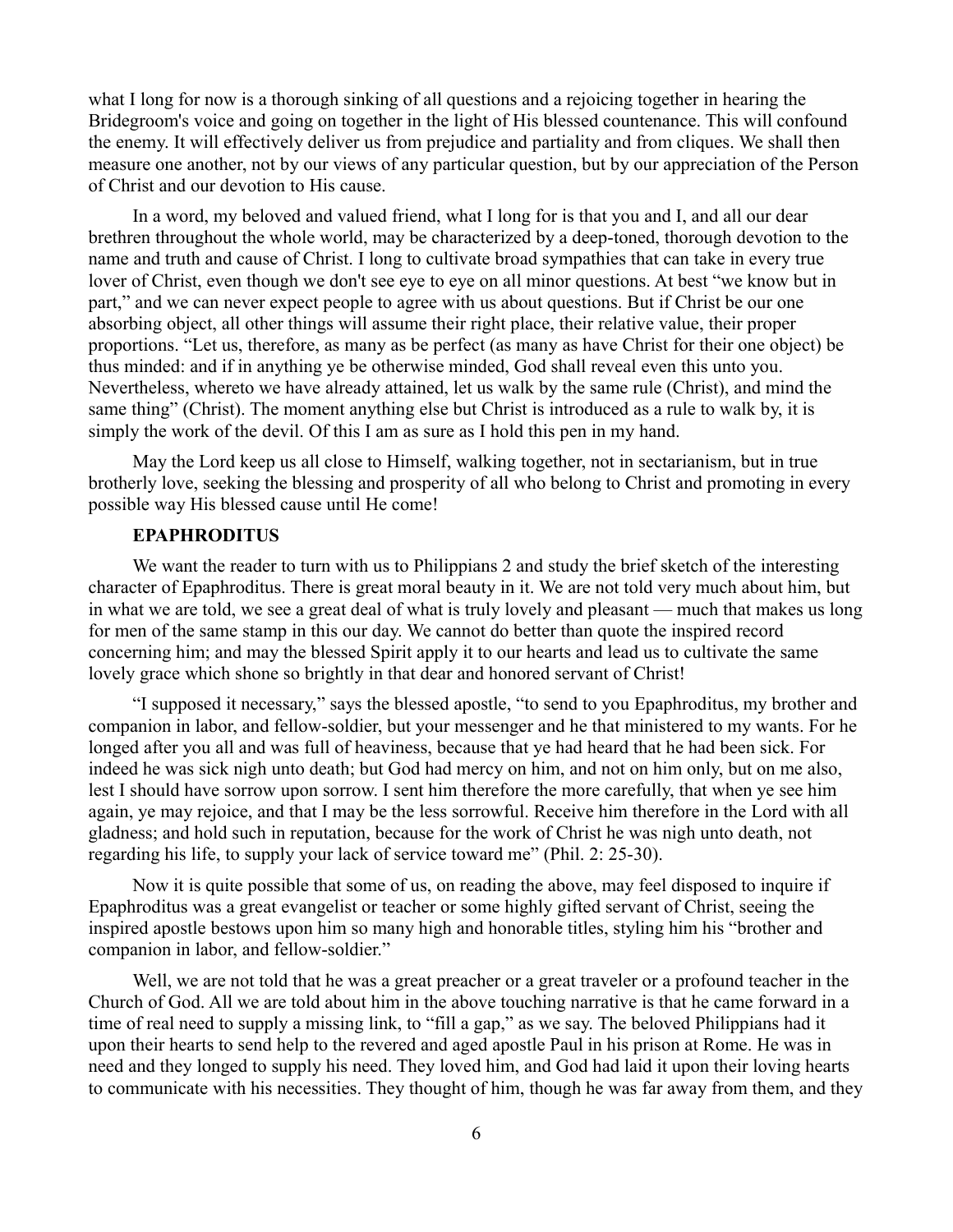what I long for now is a thorough sinking of all questions and a rejoicing together in hearing the Bridegroom's voice and going on together in the light of His blessed countenance. This will confound the enemy. It will effectively deliver us from prejudice and partiality and from cliques. We shall then measure one another, not by our views of any particular question, but by our appreciation of the Person of Christ and our devotion to His cause.

In a word, my beloved and valued friend, what I long for is that you and I, and all our dear brethren throughout the whole world, may be characterized by a deep-toned, thorough devotion to the name and truth and cause of Christ. I long to cultivate broad sympathies that can take in every true lover of Christ, even though we don't see eye to eye on all minor questions. At best "we know but in part," and we can never expect people to agree with us about questions. But if Christ be our one absorbing object, all other things will assume their right place, their relative value, their proper proportions. "Let us, therefore, as many as be perfect (as many as have Christ for their one object) be thus minded: and if in anything ye be otherwise minded, God shall reveal even this unto you. Nevertheless, whereto we have already attained, let us walk by the same rule (Christ), and mind the same thing" (Christ). The moment anything else but Christ is introduced as a rule to walk by, it is simply the work of the devil. Of this I am as sure as I hold this pen in my hand.

May the Lord keep us all close to Himself, walking together, not in sectarianism, but in true brotherly love, seeking the blessing and prosperity of all who belong to Christ and promoting in every possible way His blessed cause until He come!

## EPAPHRODITUS

We want the reader to turn with us to Philippians 2 and study the brief sketch of the interesting character of Epaphroditus. There is great moral beauty in it. We are not told very much about him, but in what we are told, we see a great deal of what is truly lovely and pleasant — much that makes us long for men of the same stamp in this our day. We cannot do better than quote the inspired record concerning him; and may the blessed Spirit apply it to our hearts and lead us to cultivate the same lovely grace which shone so brightly in that dear and honored servant of Christ!

"I supposed it necessary," says the blessed apostle, "to send to you Epaphroditus, my brother and companion in labor, and fellow-soldier, but your messenger and he that ministered to my wants. For he longed after you all and was full of heaviness, because that ye had heard that he had been sick. For indeed he was sick nigh unto death; but God had mercy on him, and not on him only, but on me also, lest I should have sorrow upon sorrow. I sent him therefore the more carefully, that when ye see him again, ye may rejoice, and that I may be the less sorrowful. Receive him therefore in the Lord with all gladness; and hold such in reputation, because for the work of Christ he was nigh unto death, not regarding his life, to supply your lack of service toward me" (Phil. 2: 25-30).

Now it is quite possible that some of us, on reading the above, may feel disposed to inquire if Epaphroditus was a great evangelist or teacher or some highly gifted servant of Christ, seeing the inspired apostle bestows upon him so many high and honorable titles, styling him his "brother and companion in labor, and fellow-soldier."

Well, we are not told that he was a great preacher or a great traveler or a profound teacher in the Church of God. All we are told about him in the above touching narrative is that he came forward in a time of real need to supply a missing link, to "fill a gap," as we say. The beloved Philippians had it upon their hearts to send help to the revered and aged apostle Paul in his prison at Rome. He was in need and they longed to supply his need. They loved him, and God had laid it upon their loving hearts to communicate with his necessities. They thought of him, though he was far away from them, and they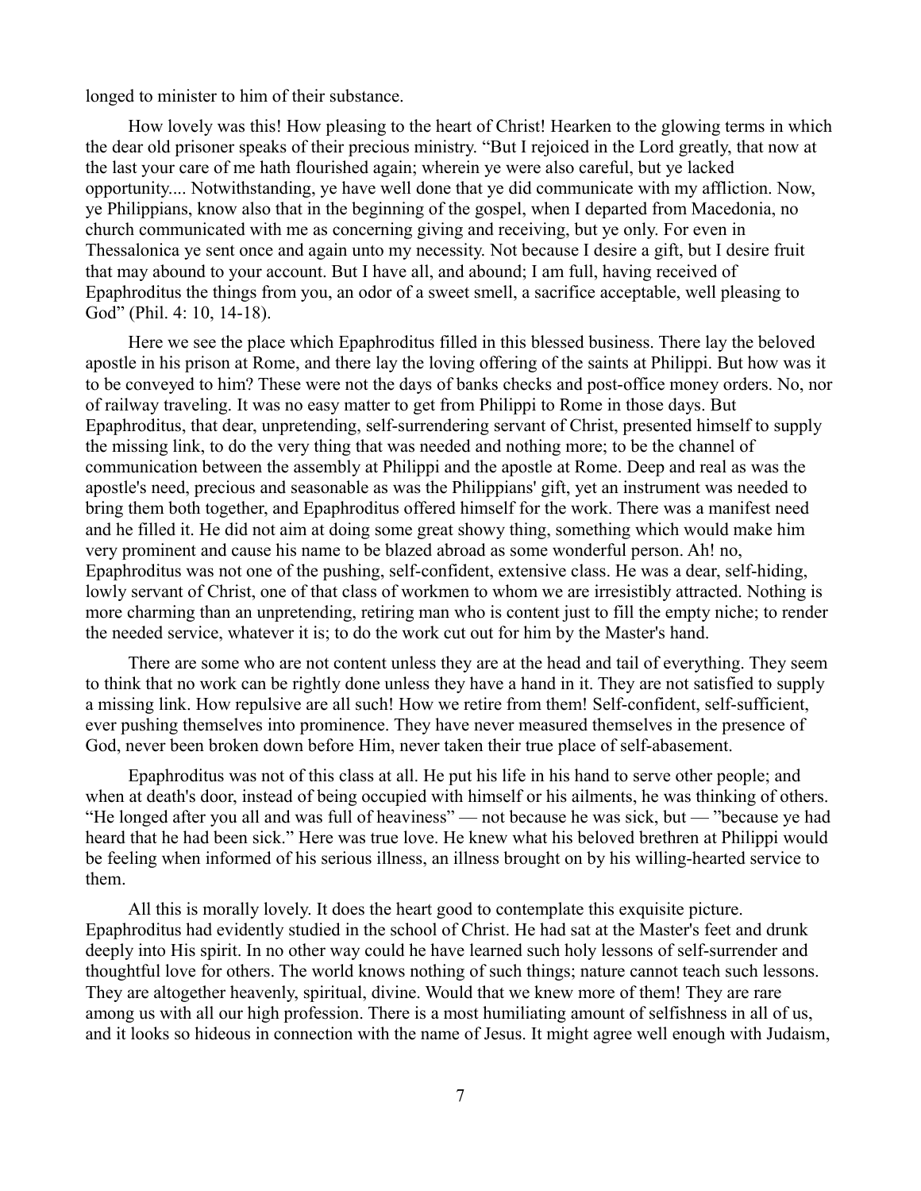longed to minister to him of their substance.

How lovely was this! How pleasing to the heart of Christ! Hearken to the glowing terms in which the dear old prisoner speaks of their precious ministry. "But I rejoiced in the Lord greatly, that now at the last your care of me hath flourished again; wherein ye were also careful, but ye lacked opportunity.... Notwithstanding, ye have well done that ye did communicate with my affliction. Now, ye Philippians, know also that in the beginning of the gospel, when I departed from Macedonia, no church communicated with me as concerning giving and receiving, but ye only. For even in Thessalonica ye sent once and again unto my necessity. Not because I desire a gift, but I desire fruit that may abound to your account. But I have all, and abound; I am full, having received of Epaphroditus the things from you, an odor of a sweet smell, a sacrifice acceptable, well pleasing to God" (Phil. 4: 10, 14-18).

Here we see the place which Epaphroditus filled in this blessed business. There lay the beloved apostle in his prison at Rome, and there lay the loving offering of the saints at Philippi. But how was it to be conveyed to him? These were not the days of banks checks and post-office money orders. No, nor of railway traveling. It was no easy matter to get from Philippi to Rome in those days. But Epaphroditus, that dear, unpretending, self-surrendering servant of Christ, presented himself to supply the missing link, to do the very thing that was needed and nothing more; to be the channel of communication between the assembly at Philippi and the apostle at Rome. Deep and real as was the apostle's need, precious and seasonable as was the Philippians' gift, yet an instrument was needed to bring them both together, and Epaphroditus offered himself for the work. There was a manifest need and he filled it. He did not aim at doing some great showy thing, something which would make him very prominent and cause his name to be blazed abroad as some wonderful person. Ah! no, Epaphroditus was not one of the pushing, self-confident, extensive class. He was a dear, self-hiding, lowly servant of Christ, one of that class of workmen to whom we are irresistibly attracted. Nothing is more charming than an unpretending, retiring man who is content just to fill the empty niche; to render the needed service, whatever it is; to do the work cut out for him by the Master's hand.

There are some who are not content unless they are at the head and tail of everything. They seem to think that no work can be rightly done unless they have a hand in it. They are not satisfied to supply a missing link. How repulsive are all such! How we retire from them! Self-confident, self-sufficient, ever pushing themselves into prominence. They have never measured themselves in the presence of God, never been broken down before Him, never taken their true place of self-abasement.

Epaphroditus was not of this class at all. He put his life in his hand to serve other people; and when at death's door, instead of being occupied with himself or his ailments, he was thinking of others. "He longed after you all and was full of heaviness" — not because he was sick, but — "because ye had heard that he had been sick." Here was true love. He knew what his beloved brethren at Philippi would be feeling when informed of his serious illness, an illness brought on by his willing-hearted service to them.

All this is morally lovely. It does the heart good to contemplate this exquisite picture. Epaphroditus had evidently studied in the school of Christ. He had sat at the Master's feet and drunk deeply into His spirit. In no other way could he have learned such holy lessons of self-surrender and thoughtful love for others. The world knows nothing of such things; nature cannot teach such lessons. They are altogether heavenly, spiritual, divine. Would that we knew more of them! They are rare among us with all our high profession. There is a most humiliating amount of selfishness in all of us, and it looks so hideous in connection with the name of Jesus. It might agree well enough with Judaism,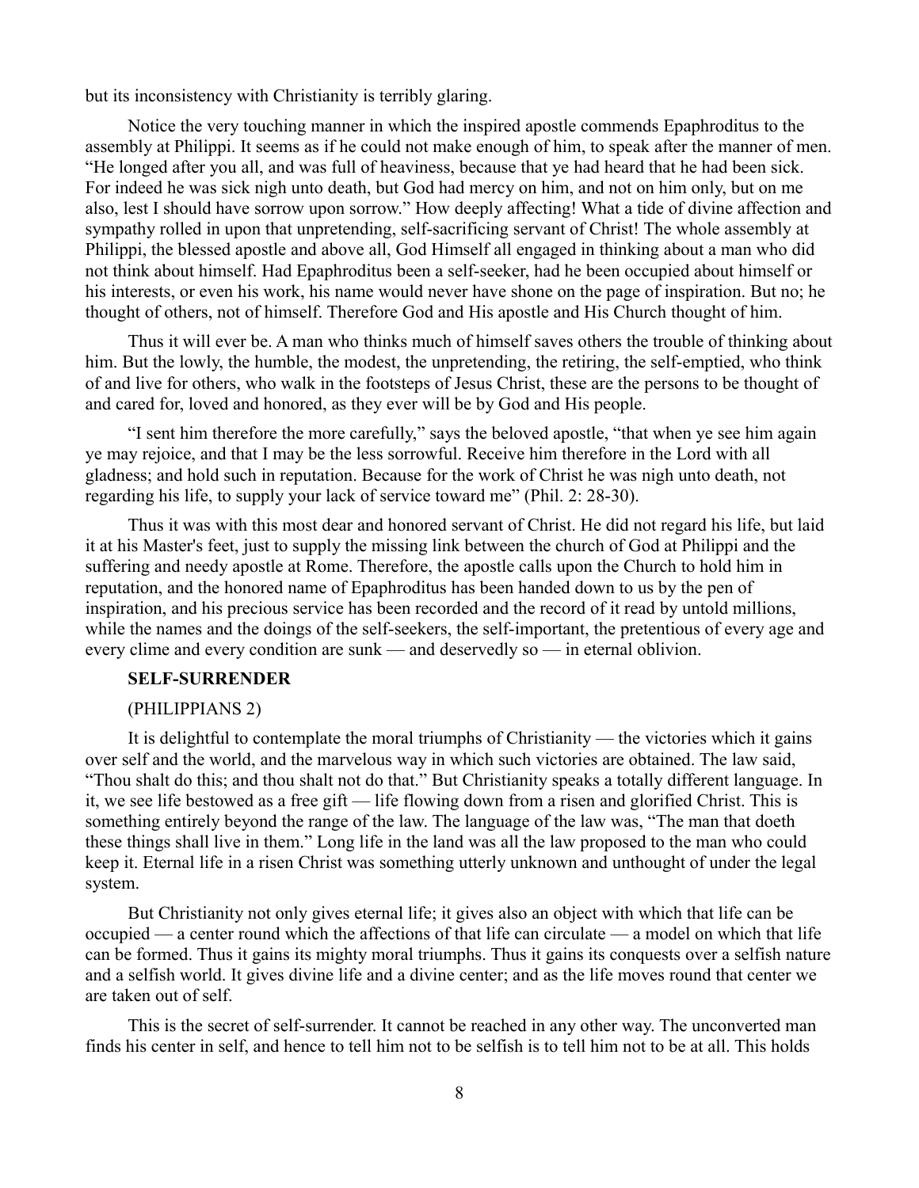but its inconsistency with Christianity is terribly glaring.

Notice the very touching manner in which the inspired apostle commends Epaphroditus to the assembly at Philippi. It seems as if he could not make enough of him, to speak after the manner of men. "He longed after you all, and was full of heaviness, because that ye had heard that he had been sick. For indeed he was sick nigh unto death, but God had mercy on him, and not on him only, but on me also, lest I should have sorrow upon sorrow." How deeply affecting! What a tide of divine affection and sympathy rolled in upon that unpretending, self-sacrificing servant of Christ! The whole assembly at Philippi, the blessed apostle and above all, God Himself all engaged in thinking about a man who did not think about himself. Had Epaphroditus been a self-seeker, had he been occupied about himself or his interests, or even his work, his name would never have shone on the page of inspiration. But no; he thought of others, not of himself. Therefore God and His apostle and His Church thought of him.

Thus it will ever be. A man who thinks much of himself saves others the trouble of thinking about him. But the lowly, the humble, the modest, the unpretending, the retiring, the self-emptied, who think of and live for others, who walk in the footsteps of Jesus Christ, these are the persons to be thought of and cared for, loved and honored, as they ever will be by God and His people.

"I sent him therefore the more carefully," says the beloved apostle, "that when ye see him again ye may rejoice, and that I may be the less sorrowful. Receive him therefore in the Lord with all gladness; and hold such in reputation. Because for the work of Christ he was nigh unto death, not regarding his life, to supply your lack of service toward me" (Phil. 2: 28-30).

Thus it was with this most dear and honored servant of Christ. He did not regard his life, but laid it at his Master's feet, just to supply the missing link between the church of God at Philippi and the suffering and needy apostle at Rome. Therefore, the apostle calls upon the Church to hold him in reputation, and the honored name of Epaphroditus has been handed down to us by the pen of inspiration, and his precious service has been recorded and the record of it read by untold millions, while the names and the doings of the self-seekers, the self-important, the pretentious of every age and every clime and every condition are sunk — and deservedly so — in eternal oblivion.

## SELF-SURRENDER

(PHILIPPIANS 2)

It is delightful to contemplate the moral triumphs of Christianity — the victories which it gains over self and the world, and the marvelous way in which such victories are obtained. The law said, "Thou shalt do this; and thou shalt not do that." But Christianity speaks a totally different language. In it, we see life bestowed as a free gift — life flowing down from a risen and glorified Christ. This is something entirely beyond the range of the law. The language of the law was, "The man that doeth these things shall live in them." Long life in the land was all the law proposed to the man who could keep it. Eternal life in a risen Christ was something utterly unknown and unthought of under the legal system.

But Christianity not only gives eternal life; it gives also an object with which that life can be occupied — a center round which the affections of that life can circulate — a model on which that life can be formed. Thus it gains its mighty moral triumphs. Thus it gains its conquests over a selfish nature and a selfish world. It gives divine life and a divine center; and as the life moves round that center we are taken out of self.

This is the secret of self-surrender. It cannot be reached in any other way. The unconverted man finds his center in self, and hence to tell him not to be selfish is to tell him not to be at all. This holds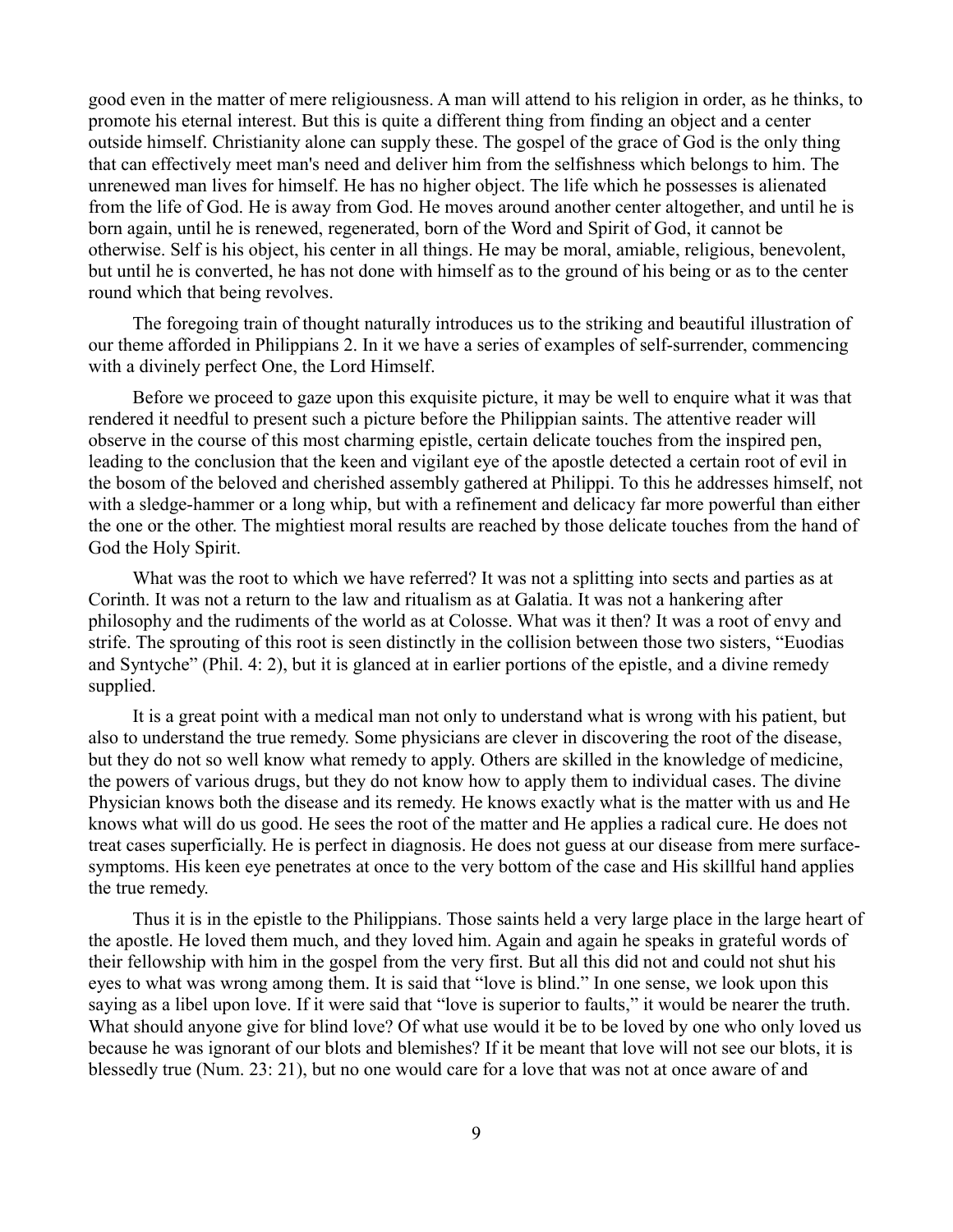good even in the matter of mere religiousness. A man will attend to his religion in order, as he thinks, to promote his eternal interest. But this is quite a different thing from finding an object and a center outside himself. Christianity alone can supply these. The gospel of the grace of God is the only thing that can effectively meet man's need and deliver him from the selfishness which belongs to him. The unrenewed man lives for himself. He has no higher object. The life which he possesses is alienated from the life of God. He is away from God. He moves around another center altogether, and until he is born again, until he is renewed, regenerated, born of the Word and Spirit of God, it cannot be otherwise. Self is his object, his center in all things. He may be moral, amiable, religious, benevolent, but until he is converted, he has not done with himself as to the ground of his being or as to the center round which that being revolves.

The foregoing train of thought naturally introduces us to the striking and beautiful illustration of our theme afforded in Philippians 2. In it we have a series of examples of self-surrender, commencing with a divinely perfect One, the Lord Himself.

Before we proceed to gaze upon this exquisite picture, it may be well to enquire what it was that rendered it needful to present such a picture before the Philippian saints. The attentive reader will observe in the course of this most charming epistle, certain delicate touches from the inspired pen, leading to the conclusion that the keen and vigilant eye of the apostle detected a certain root of evil in the bosom of the beloved and cherished assembly gathered at Philippi. To this he addresses himself, not with a sledge-hammer or a long whip, but with a refinement and delicacy far more powerful than either the one or the other. The mightiest moral results are reached by those delicate touches from the hand of God the Holy Spirit.

What was the root to which we have referred? It was not a splitting into sects and parties as at Corinth. It was not a return to the law and ritualism as at Galatia. It was not a hankering after philosophy and the rudiments of the world as at Colosse. What was it then? It was a root of envy and strife. The sprouting of this root is seen distinctly in the collision between those two sisters, "Euodias and Syntyche" (Phil. 4: 2), but it is glanced at in earlier portions of the epistle, and a divine remedy supplied.

It is a great point with a medical man not only to understand what is wrong with his patient, but also to understand the true remedy. Some physicians are clever in discovering the root of the disease, but they do not so well know what remedy to apply. Others are skilled in the knowledge of medicine, the powers of various drugs, but they do not know how to apply them to individual cases. The divine Physician knows both the disease and its remedy. He knows exactly what is the matter with us and He knows what will do us good. He sees the root of the matter and He applies a radical cure. He does not treat cases superficially. He is perfect in diagnosis. He does not guess at our disease from mere surface-symptoms. His keen eye penetrates at once to the very bottom of the case and His skillful hand applies the true remedy.

Thus it is in the epistle to the Philippians. Those saints held a very large place in the large heart of the apostle. He loved them much, and they loved him. Again and again he speaks in grateful words of their fellowship with him in the gospel from the very first. But all this did not and could not shut his eyes to what was wrong among them. It is said that "love is blind." In one sense, we look upon this saying as a libel upon love. If it were said that "love is superior to faults," it would be nearer the truth. What should anyone give for blind love? Of what use would it be to be loved by one who only loved us because he was ignorant of our blots and blemishes? If it be meant that love will not see our blots, it is blessedly true (Num. 23: 21), but no one would care for a love that was not at once aware of and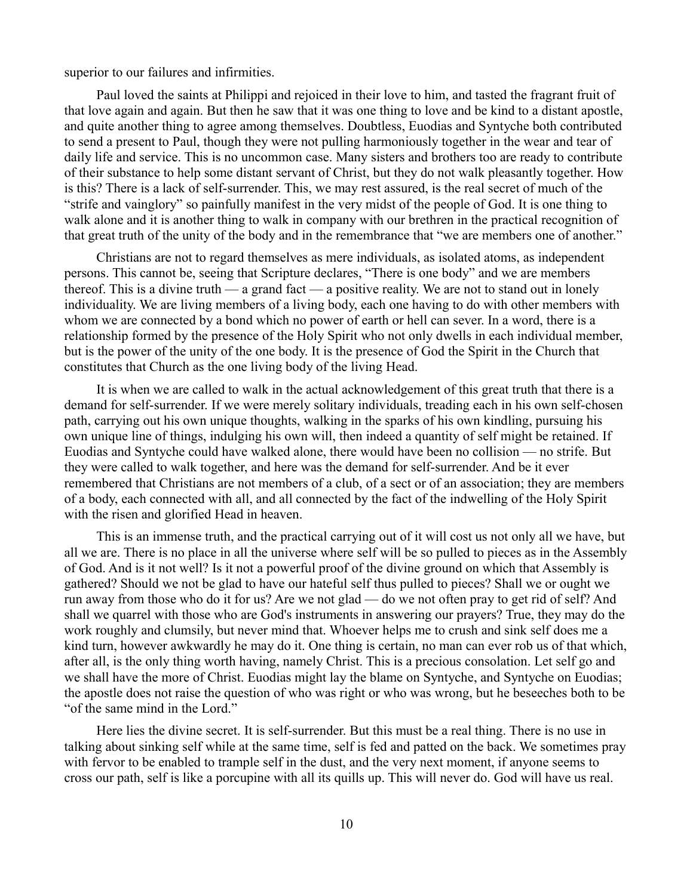superior to our failures and infirmities.

Paul loved the saints at Philippi and rejoiced in their love to him, and tasted the fragrant fruit of that love again and again. But then he saw that it was one thing to love and be kind to a distant apostle, and quite another thing to agree among themselves. Doubtless, Euodias and Syntyche both contributed to send a present to Paul, though they were not pulling harmoniously together in the wear and tear of daily life and service. This is no uncommon case. Many sisters and brothers too are ready to contribute of their substance to help some distant servant of Christ, but they do not walk pleasantly together. How is this? There is a lack of self-surrender. This, we may rest assured, is the real secret of much of the "strife and vainglory" so painfully manifest in the very midst of the people of God. It is one thing to walk alone and it is another thing to walk in company with our brethren in the practical recognition of that great truth of the unity of the body and in the remembrance that "we are members one of another."

Christians are not to regard themselves as mere individuals, as isolated atoms, as independent persons. This cannot be, seeing that Scripture declares, "There is one body" and we are members thereof. This is a divine truth — a grand fact — a positive reality. We are not to stand out in lonely individuality. We are living members of a living body, each one having to do with other members with whom we are connected by a bond which no power of earth or hell can sever. In a word, there is a relationship formed by the presence of the Holy Spirit who not only dwells in each individual member, but is the power of the unity of the one body. It is the presence of God the Spirit in the Church that constitutes that Church as the one living body of the living Head.

It is when we are called to walk in the actual acknowledgement of this great truth that there is a demand for self-surrender. If we were merely solitary individuals, treading each in his own self-chosen path, carrying out his own unique thoughts, walking in the sparks of his own kindling, pursuing his own unique line of things, indulging his own will, then indeed a quantity of self might be retained. If Euodias and Syntyche could have walked alone, there would have been no collision — no strife. But they were called to walk together, and here was the demand for self-surrender. And be it ever remembered that Christians are not members of a club, of a sect or of an association; they are members of a body, each connected with all, and all connected by the fact of the indwelling of the Holy Spirit with the risen and glorified Head in heaven.

This is an immense truth, and the practical carrying out of it will cost us not only all we have, but all we are. There is no place in all the universe where self will be so pulled to pieces as in the Assembly of God. And is it not well? Is it not a powerful proof of the divine ground on which that Assembly is gathered? Should we not be glad to have our hateful self thus pulled to pieces? Shall we or ought we run away from those who do it for us? Are we not glad — do we not often pray to get rid of self? And shall we quarrel with those who are God's instruments in answering our prayers? True, they may do the work roughly and clumsily, but never mind that. Whoever helps me to crush and sink self does me a kind turn, however awkwardly he may do it. One thing is certain, no man can ever rob us of that which, after all, is the only thing worth having, namely Christ. This is a precious consolation. Let self go and we shall have the more of Christ. Euodias might lay the blame on Syntyche, and Syntyche on Euodias; the apostle does not raise the question of who was right or who was wrong, but he beseeches both to be "of the same mind in the Lord."

Here lies the divine secret. It is self-surrender. But this must be a real thing. There is no use in talking about sinking self while at the same time, self is fed and patted on the back. We sometimes pray with fervor to be enabled to trample self in the dust, and the very next moment, if anyone seems to cross our path, self is like a porcupine with all its quills up. This will never do. God will have us real.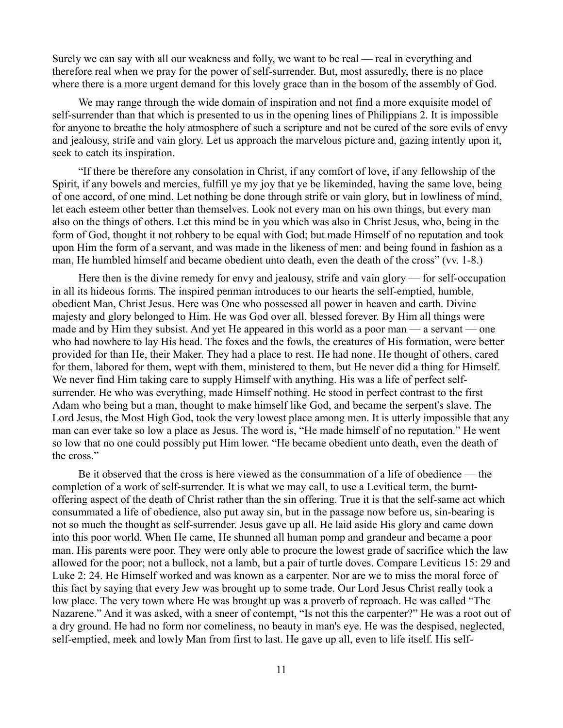Surely we can say with all our weakness and folly, we want to be real — real in everything and therefore real when we pray for the power of self-surrender. But, most assuredly, there is no place where there is a more urgent demand for this lovely grace than in the bosom of the assembly of God.

We may range through the wide domain of inspiration and not find a more exquisite model of self-surrender than that which is presented to us in the opening lines of Philippians 2. It is impossible for anyone to breathe the holy atmosphere of such a scripture and not be cured of the sore evils of envy and jealousy, strife and vain glory. Let us approach the marvelous picture and, gazing intently upon it, seek to catch its inspiration.

"If there be therefore any consolation in Christ, if any comfort of love, if any fellowship of the Spirit, if any bowels and mercies, fulfill ye my joy that ye be likeminded, having the same love, being of one accord, of one mind. Let nothing be done through strife or vain glory, but in lowliness of mind, let each esteem other better than themselves. Look not every man on his own things, but every man also on the things of others. Let this mind be in you which was also in Christ Jesus, who, being in the form of God, thought it not robbery to be equal with God; but made Himself of no reputation and took upon Him the form of a servant, and was made in the likeness of men: and being found in fashion as a man, He humbled himself and became obedient unto death, even the death of the cross" (vv. 1-8.)

Here then is the divine remedy for envy and jealousy, strife and vain glory — for self-occupation in all its hideous forms. The inspired penman introduces to our hearts the self-emptied, humble, obedient Man, Christ Jesus. Here was One who possessed all power in heaven and earth. Divine majesty and glory belonged to Him. He was God over all, blessed forever. By Him all things were made and by Him they subsist. And yet He appeared in this world as a poor man — a servant — one who had nowhere to lay His head. The foxes and the fowls, the creatures of His formation, were better provided for than He, their Maker. They had a place to rest. He had none. He thought of others, cared for them, labored for them, wept with them, ministered to them, but He never did a thing for Himself. We never find Him taking care to supply Himself with anything. His was a life of perfect self-surrender. He who was everything, made Himself nothing. He stood in perfect contrast to the first Adam who being but a man, thought to make himself like God, and became the serpent's slave. The Lord Jesus, the Most High God, took the very lowest place among men. It is utterly impossible that any man can ever take so low a place as Jesus. The word is, "He made himself of no reputation." He went so low that no one could possibly put Him lower. "He became obedient unto death, even the death of the cross."

Be it observed that the cross is here viewed as the consummation of a life of obedience — the completion of a work of self-surrender. It is what we may call, to use a Levitical term, the burnt-offering aspect of the death of Christ rather than the sin offering. True it is that the self-same act which consummated a life of obedience, also put away sin, but in the passage now before us, sin-bearing is not so much the thought as self-surrender. Jesus gave up all. He laid aside His glory and came down into this poor world. When He came, He shunned all human pomp and grandeur and became a poor man. His parents were poor. They were only able to procure the lowest grade of sacrifice which the law allowed for the poor; not a bullock, not a lamb, but a pair of turtle doves. Compare Leviticus 15: 29 and Luke 2: 24. He Himself worked and was known as a carpenter. Nor are we to miss the moral force of this fact by saying that every Jew was brought up to some trade. Our Lord Jesus Christ really took a low place. The very town where He was brought up was a proverb of reproach. He was called "The Nazarene." And it was asked, with a sneer of contempt, "Is not this the carpenter?" He was a root out of a dry ground. He had no form nor comeliness, no beauty in man's eye. He was the despised, neglected, self-emptied, meek and lowly Man from first to last. He gave up all, even to life itself. His self-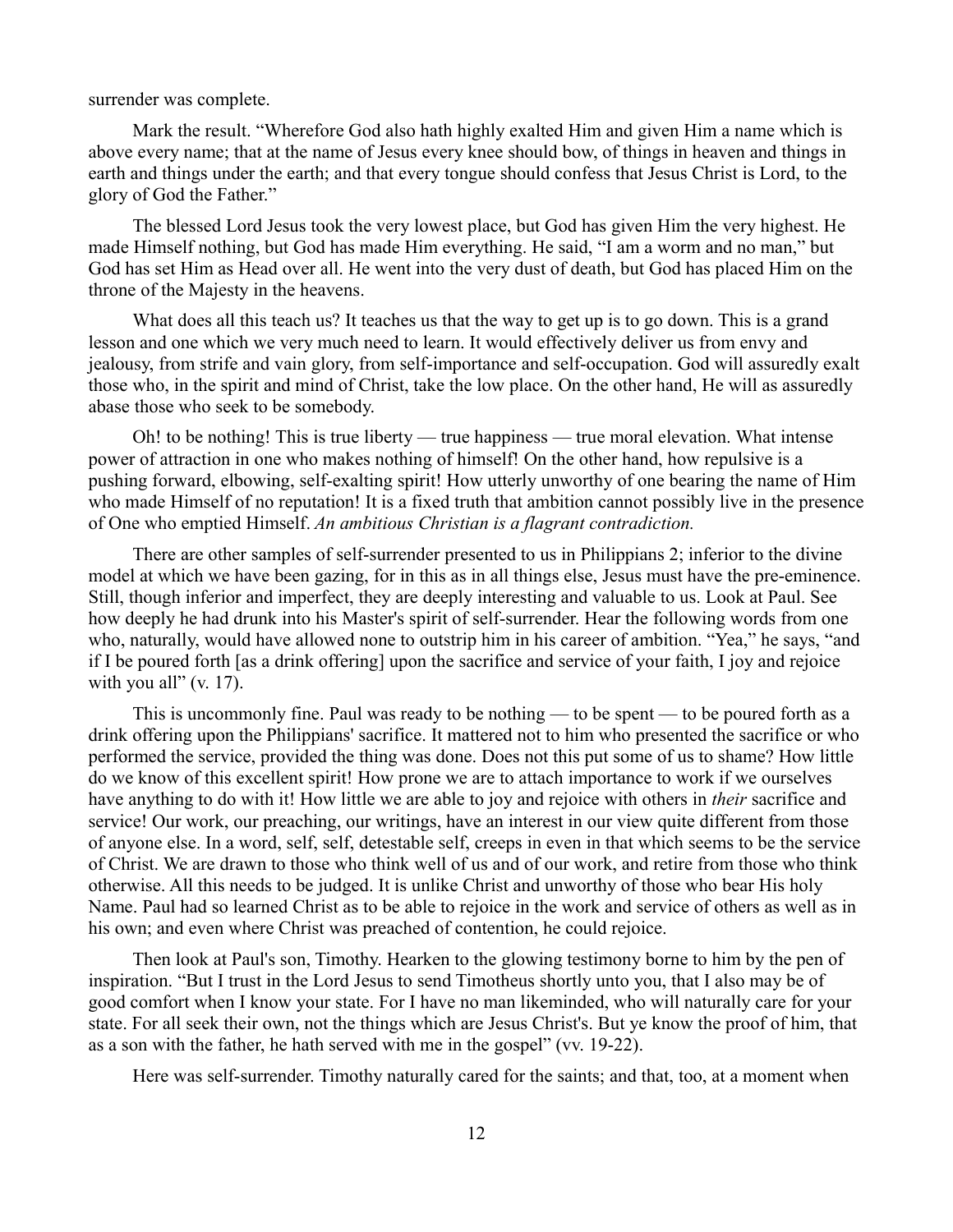surrender was complete.

Mark the result. "Wherefore God also hath highly exalted Him and given Him a name which is above every name; that at the name of Jesus every knee should bow, of things in heaven and things in earth and things under the earth; and that every tongue should confess that Jesus Christ is Lord, to the glory of God the Father."

The blessed Lord Jesus took the very lowest place, but God has given Him the very highest. He made Himself nothing, but God has made Him everything. He said, "I am a worm and no man," but God has set Him as Head over all. He went into the very dust of death, but God has placed Him on the throne of the Majesty in the heavens.

What does all this teach us? It teaches us that the way to get up is to go down. This is a grand lesson and one which we very much need to learn. It would effectively deliver us from envy and jealousy, from strife and vain glory, from self-importance and self-occupation. God will assuredly exalt those who, in the spirit and mind of Christ, take the low place. On the other hand, He will as assuredly abase those who seek to be somebody.

Oh! to be nothing! This is true liberty — true happiness — true moral elevation. What intense power of attraction in one who makes nothing of himself! On the other hand, how repulsive is a pushing forward, elbowing, self-exalting spirit! How utterly unworthy of one bearing the name of Him who made Himself of no reputation! It is a fixed truth that ambition cannot possibly live in the presence of One who emptied Himself. *An ambitious Christian is a flagrant contradiction.*

There are other samples of self-surrender presented to us in Philippians 2; inferior to the divine model at which we have been gazing, for in this as in all things else, Jesus must have the pre-eminence. Still, though inferior and imperfect, they are deeply interesting and valuable to us. Look at Paul. See how deeply he had drunk into his Master's spirit of self-surrender. Hear the following words from one who, naturally, would have allowed none to outstrip him in his career of ambition. "Yea," he says, "and if I be poured forth [as a drink offering] upon the sacrifice and service of your faith, I joy and rejoice with you all" (v. 17).

This is uncommonly fine. Paul was ready to be nothing — to be spent — to be poured forth as a drink offering upon the Philippians' sacrifice. It mattered not to him who presented the sacrifice or who performed the service, provided the thing was done. Does not this put some of us to shame? How little do we know of this excellent spirit! How prone we are to attach importance to work if we ourselves have anything to do with it! How little we are able to joy and rejoice with others in *their* sacrifice and service! Our work, our preaching, our writings, have an interest in our view quite different from those of anyone else. In a word, self, self, detestable self, creeps in even in that which seems to be the service of Christ. We are drawn to those who think well of us and of our work, and retire from those who think otherwise. All this needs to be judged. It is unlike Christ and unworthy of those who bear His holy Name. Paul had so learned Christ as to be able to rejoice in the work and service of others as well as in his own; and even where Christ was preached of contention, he could rejoice.

Then look at Paul's son, Timothy. Hearken to the glowing testimony borne to him by the pen of inspiration. "But I trust in the Lord Jesus to send Timotheus shortly unto you, that I also may be of good comfort when I know your state. For I have no man likeminded, who will naturally care for your state. For all seek their own, not the things which are Jesus Christ's. But ye know the proof of him, that as a son with the father, he hath served with me in the gospel" (vv. 19-22).

Here was self-surrender. Timothy naturally cared for the saints; and that, too, at a moment when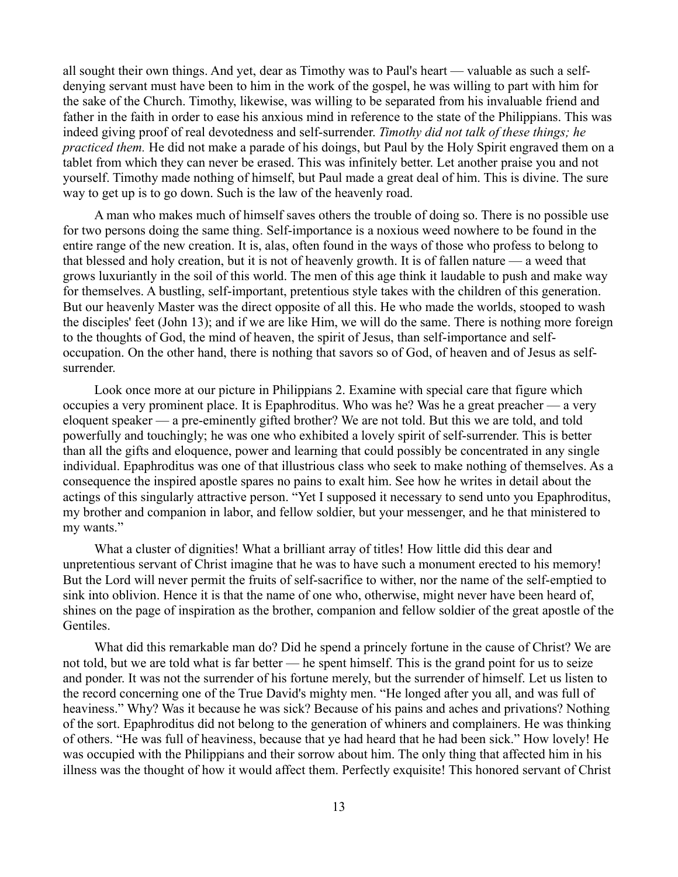all sought their own things. And yet, dear as Timothy was to Paul's heart — valuable as such a self-denying servant must have been to him in the work of the gospel, he was willing to part with him for the sake of the Church. Timothy, likewise, was willing to be separated from his invaluable friend and father in the faith in order to ease his anxious mind in reference to the state of the Philippians. This was indeed giving proof of real devotedness and self-surrender. *Timothy did not talk of these things; he practiced them.* He did not make a parade of his doings, but Paul by the Holy Spirit engraved them on a tablet from which they can never be erased. This was infinitely better. Let another praise you and not yourself. Timothy made nothing of himself, but Paul made a great deal of him. This is divine. The sure way to get up is to go down. Such is the law of the heavenly road.

A man who makes much of himself saves others the trouble of doing so. There is no possible use for two persons doing the same thing. Self-importance is a noxious weed nowhere to be found in the entire range of the new creation. It is, alas, often found in the ways of those who profess to belong to that blessed and holy creation, but it is not of heavenly growth. It is of fallen nature — a weed that grows luxuriantly in the soil of this world. The men of this age think it laudable to push and make way for themselves. A bustling, self-important, pretentious style takes with the children of this generation. But our heavenly Master was the direct opposite of all this. He who made the worlds, stooped to wash the disciples' feet (John 13); and if we are like Him, we will do the same. There is nothing more foreign to the thoughts of God, the mind of heaven, the spirit of Jesus, than self-importance and self-occupation. On the other hand, there is nothing that savors so of God, of heaven and of Jesus as self-surrender.

Look once more at our picture in Philippians 2. Examine with special care that figure which occupies a very prominent place. It is Epaphroditus. Who was he? Was he a great preacher — a very eloquent speaker — a pre-eminently gifted brother? We are not told. But this we are told, and told powerfully and touchingly; he was one who exhibited a lovely spirit of self-surrender. This is better than all the gifts and eloquence, power and learning that could possibly be concentrated in any single individual. Epaphroditus was one of that illustrious class who seek to make nothing of themselves. As a consequence the inspired apostle spares no pains to exalt him. See how he writes in detail about the actings of this singularly attractive person. "Yet I supposed it necessary to send unto you Epaphroditus, my brother and companion in labor, and fellow soldier, but your messenger, and he that ministered to my wants."

What a cluster of dignities! What a brilliant array of titles! How little did this dear and unpretentious servant of Christ imagine that he was to have such a monument erected to his memory! But the Lord will never permit the fruits of self-sacrifice to wither, nor the name of the self-emptied to sink into oblivion. Hence it is that the name of one who, otherwise, might never have been heard of, shines on the page of inspiration as the brother, companion and fellow soldier of the great apostle of the Gentiles.

What did this remarkable man do? Did he spend a princely fortune in the cause of Christ? We are not told, but we are told what is far better — he spent himself. This is the grand point for us to seize and ponder. It was not the surrender of his fortune merely, but the surrender of himself. Let us listen to the record concerning one of the True David's mighty men. "He longed after you all, and was full of heaviness." Why? Was it because he was sick? Because of his pains and aches and privations? Nothing of the sort. Epaphroditus did not belong to the generation of whiners and complainers. He was thinking of others. "He was full of heaviness, because that ye had heard that he had been sick." How lovely! He was occupied with the Philippians and their sorrow about him. The only thing that affected him in his illness was the thought of how it would affect them. Perfectly exquisite! This honored servant of Christ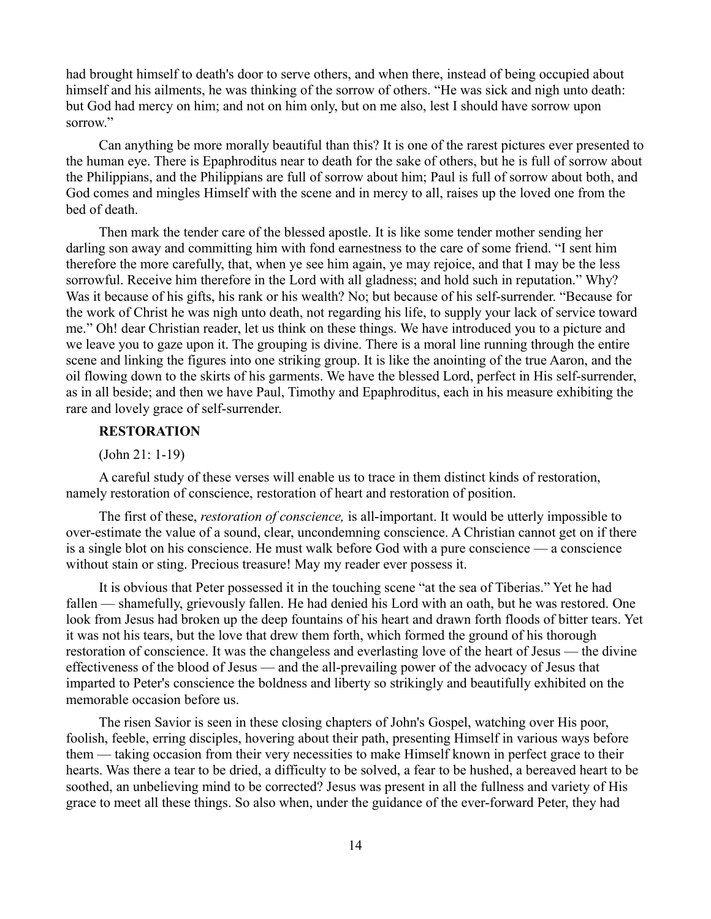had brought himself to death's door to serve others, and when there, instead of being occupied about himself and his ailments, he was thinking of the sorrow of others. "He was sick and nigh unto death: but God had mercy on him; and not on him only, but on me also, lest I should have sorrow upon sorrow."

Can anything be more morally beautiful than this? It is one of the rarest pictures ever presented to the human eye. There is Epaphroditus near to death for the sake of others, but he is full of sorrow about the Philippians, and the Philippians are full of sorrow about him; Paul is full of sorrow about both, and God comes and mingles Himself with the scene and in mercy to all, raises up the loved one from the bed of death.

Then mark the tender care of the blessed apostle. It is like some tender mother sending her darling son away and committing him with fond earnestness to the care of some friend. "I sent him therefore the more carefully, that, when ye see him again, ye may rejoice, and that I may be the less sorrowful. Receive him therefore in the Lord with all gladness; and hold such in reputation." Why? Was it because of his gifts, his rank or his wealth? No; but because of his self-surrender. "Because for the work of Christ he was nigh unto death, not regarding his life, to supply your lack of service toward me." Oh! dear Christian reader, let us think on these things. We have introduced you to a picture and we leave you to gaze upon it. The grouping is divine. There is a moral line running through the entire scene and linking the figures into one striking group. It is like the anointing of the true Aaron, and the oil flowing down to the skirts of his garments. We have the blessed Lord, perfect in His self-surrender, as in all beside; and then we have Paul, Timothy and Epaphroditus, each in his measure exhibiting the rare and lovely grace of self-surrender.

### RESTORATION

(John 21: 1-19)

A careful study of these verses will enable us to trace in them distinct kinds of restoration, namely restoration of conscience, restoration of heart and restoration of position.

The first of these, *restoration of conscience,* is all-important. It would be utterly impossible to over-estimate the value of a sound, clear, uncondemning conscience. A Christian cannot get on if there is a single blot on his conscience. He must walk before God with a pure conscience — a conscience without stain or sting. Precious treasure! May my reader ever possess it.

It is obvious that Peter possessed it in the touching scene "at the sea of Tiberias." Yet he had fallen — shamefully, grievously fallen. He had denied his Lord with an oath, but he was restored. One look from Jesus had broken up the deep fountains of his heart and drawn forth floods of bitter tears. Yet it was not his tears, but the love that drew them forth, which formed the ground of his thorough restoration of conscience. It was the changeless and everlasting love of the heart of Jesus — the divine effectiveness of the blood of Jesus — and the all-prevailing power of the advocacy of Jesus that imparted to Peter's conscience the boldness and liberty so strikingly and beautifully exhibited on the memorable occasion before us.

The risen Savior is seen in these closing chapters of John's Gospel, watching over His poor, foolish, feeble, erring disciples, hovering about their path, presenting Himself in various ways before them — taking occasion from their very necessities to make Himself known in perfect grace to their hearts. Was there a tear to be dried, a difficulty to be solved, a fear to be hushed, a bereaved heart to be soothed, an unbelieving mind to be corrected? Jesus was present in all the fullness and variety of His grace to meet all these things. So also when, under the guidance of the ever-forward Peter, they had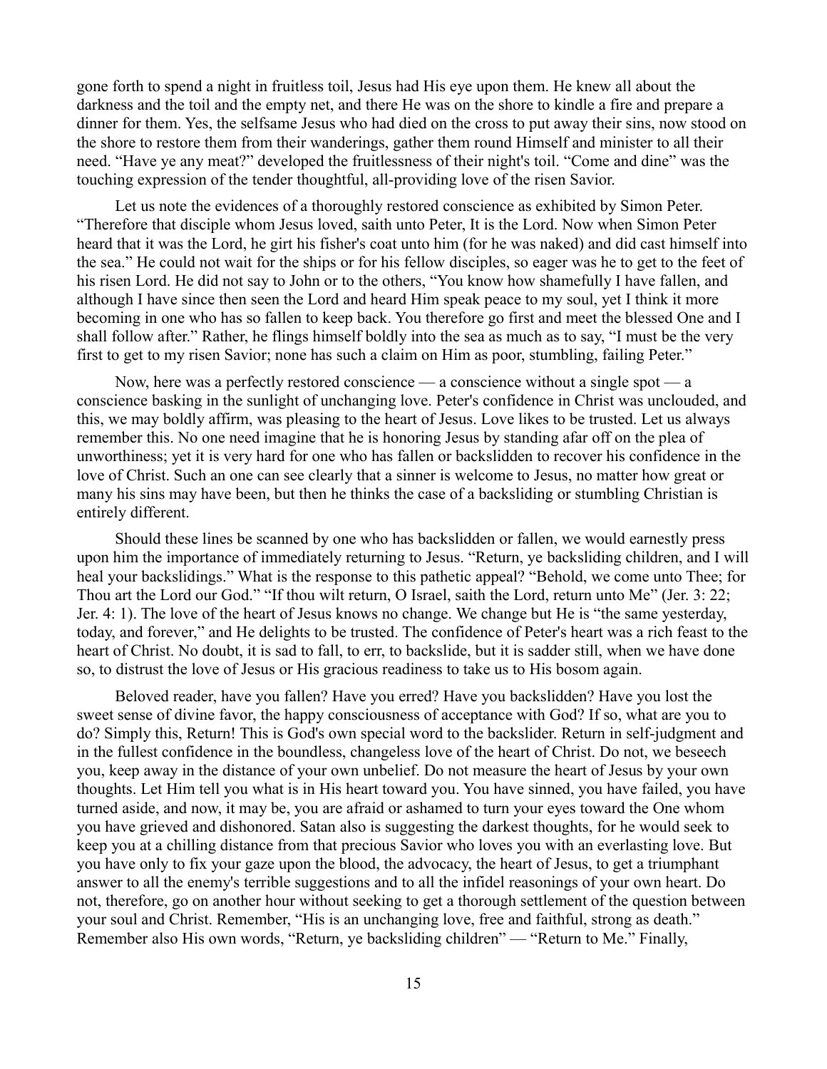gone forth to spend a night in fruitless toil, Jesus had His eye upon them. He knew all about the darkness and the toil and the empty net, and there He was on the shore to kindle a fire and prepare a dinner for them. Yes, the selfsame Jesus who had died on the cross to put away their sins, now stood on the shore to restore them from their wanderings, gather them round Himself and minister to all their need. "Have ye any meat?" developed the fruitlessness of their night's toil. "Come and dine" was the touching expression of the tender thoughtful, all-providing love of the risen Savior.

Let us note the evidences of a thoroughly restored conscience as exhibited by Simon Peter. "Therefore that disciple whom Jesus loved, saith unto Peter, It is the Lord. Now when Simon Peter heard that it was the Lord, he girt his fisher's coat unto him (for he was naked) and did cast himself into the sea." He could not wait for the ships or for his fellow disciples, so eager was he to get to the feet of his risen Lord. He did not say to John or to the others, "You know how shamefully I have fallen, and although I have since then seen the Lord and heard Him speak peace to my soul, yet I think it more becoming in one who has so fallen to keep back. You therefore go first and meet the blessed One and I shall follow after." Rather, he flings himself boldly into the sea as much as to say, "I must be the very first to get to my risen Savior; none has such a claim on Him as poor, stumbling, failing Peter."

Now, here was a perfectly restored conscience — a conscience without a single spot — a conscience basking in the sunlight of unchanging love. Peter's confidence in Christ was unclouded, and this, we may boldly affirm, was pleasing to the heart of Jesus. Love likes to be trusted. Let us always remember this. No one need imagine that he is honoring Jesus by standing afar off on the plea of unworthiness; yet it is very hard for one who has fallen or backslidden to recover his confidence in the love of Christ. Such an one can see clearly that a sinner is welcome to Jesus, no matter how great or many his sins may have been, but then he thinks the case of a backsliding or stumbling Christian is entirely different.

Should these lines be scanned by one who has backslidden or fallen, we would earnestly press upon him the importance of immediately returning to Jesus. "Return, ye backsliding children, and I will heal your backslidings." What is the response to this pathetic appeal? "Behold, we come unto Thee; for Thou art the Lord our God." "If thou wilt return, O Israel, saith the Lord, return unto Me" (Jer. 3: 22; Jer. 4: 1). The love of the heart of Jesus knows no change. We change but He is "the same yesterday, today, and forever," and He delights to be trusted. The confidence of Peter's heart was a rich feast to the heart of Christ. No doubt, it is sad to fall, to err, to backslide, but it is sadder still, when we have done so, to distrust the love of Jesus or His gracious readiness to take us to His bosom again.

Beloved reader, have you fallen? Have you erred? Have you backslidden? Have you lost the sweet sense of divine favor, the happy consciousness of acceptance with God? If so, what are you to do? Simply this, Return! This is God's own special word to the backslider. Return in self-judgment and in the fullest confidence in the boundless, changeless love of the heart of Christ. Do not, we beseech you, keep away in the distance of your own unbelief. Do not measure the heart of Jesus by your own thoughts. Let Him tell you what is in His heart toward you. You have sinned, you have failed, you have turned aside, and now, it may be, you are afraid or ashamed to turn your eyes toward the One whom you have grieved and dishonored. Satan also is suggesting the darkest thoughts, for he would seek to keep you at a chilling distance from that precious Savior who loves you with an everlasting love. But you have only to fix your gaze upon the blood, the advocacy, the heart of Jesus, to get a triumphant answer to all the enemy's terrible suggestions and to all the infidel reasonings of your own heart. Do not, therefore, go on another hour without seeking to get a thorough settlement of the question between your soul and Christ. Remember, "His is an unchanging love, free and faithful, strong as death." Remember also His own words, "Return, ye backsliding children" — "Return to Me." Finally,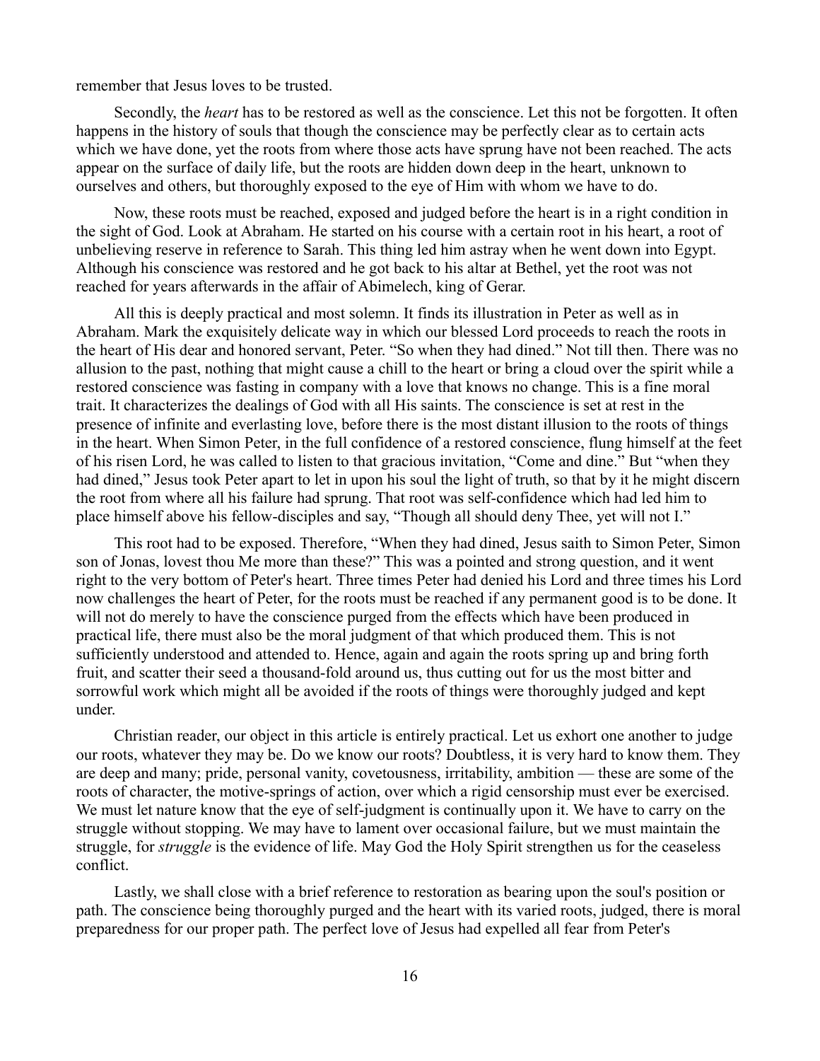remember that Jesus loves to be trusted.

Secondly, the *heart* has to be restored as well as the conscience. Let this not be forgotten. It often happens in the history of souls that though the conscience may be perfectly clear as to certain acts which we have done, yet the roots from where those acts have sprung have not been reached. The acts appear on the surface of daily life, but the roots are hidden down deep in the heart, unknown to ourselves and others, but thoroughly exposed to the eye of Him with whom we have to do.

Now, these roots must be reached, exposed and judged before the heart is in a right condition in the sight of God. Look at Abraham. He started on his course with a certain root in his heart, a root of unbelieving reserve in reference to Sarah. This thing led him astray when he went down into Egypt. Although his conscience was restored and he got back to his altar at Bethel, yet the root was not reached for years afterwards in the affair of Abimelech, king of Gerar.

All this is deeply practical and most solemn. It finds its illustration in Peter as well as in Abraham. Mark the exquisitely delicate way in which our blessed Lord proceeds to reach the roots in the heart of His dear and honored servant, Peter. "So when they had dined." Not till then. There was no allusion to the past, nothing that might cause a chill to the heart or bring a cloud over the spirit while a restored conscience was fasting in company with a love that knows no change. This is a fine moral trait. It characterizes the dealings of God with all His saints. The conscience is set at rest in the presence of infinite and everlasting love, before there is the most distant illusion to the roots of things in the heart. When Simon Peter, in the full confidence of a restored conscience, flung himself at the feet of his risen Lord, he was called to listen to that gracious invitation, "Come and dine." But "when they had dined," Jesus took Peter apart to let in upon his soul the light of truth, so that by it he might discern the root from where all his failure had sprung. That root was self-confidence which had led him to place himself above his fellow-disciples and say, "Though all should deny Thee, yet will not I."

This root had to be exposed. Therefore, "When they had dined, Jesus saith to Simon Peter, Simon son of Jonas, lovest thou Me more than these?" This was a pointed and strong question, and it went right to the very bottom of Peter's heart. Three times Peter had denied his Lord and three times his Lord now challenges the heart of Peter, for the roots must be reached if any permanent good is to be done. It will not do merely to have the conscience purged from the effects which have been produced in practical life, there must also be the moral judgment of that which produced them. This is not sufficiently understood and attended to. Hence, again and again the roots spring up and bring forth fruit, and scatter their seed a thousand-fold around us, thus cutting out for us the most bitter and sorrowful work which might all be avoided if the roots of things were thoroughly judged and kept under.

Christian reader, our object in this article is entirely practical. Let us exhort one another to judge our roots, whatever they may be. Do we know our roots? Doubtless, it is very hard to know them. They are deep and many; pride, personal vanity, covetousness, irritability, ambition — these are some of the roots of character, the motive-springs of action, over which a rigid censorship must ever be exercised. We must let nature know that the eye of self-judgment is continually upon it. We have to carry on the struggle without stopping. We may have to lament over occasional failure, but we must maintain the struggle, for *struggle* is the evidence of life. May God the Holy Spirit strengthen us for the ceaseless conflict.

Lastly, we shall close with a brief reference to restoration as bearing upon the soul's position or path. The conscience being thoroughly purged and the heart with its varied roots, judged, there is moral preparedness for our proper path. The perfect love of Jesus had expelled all fear from Peter's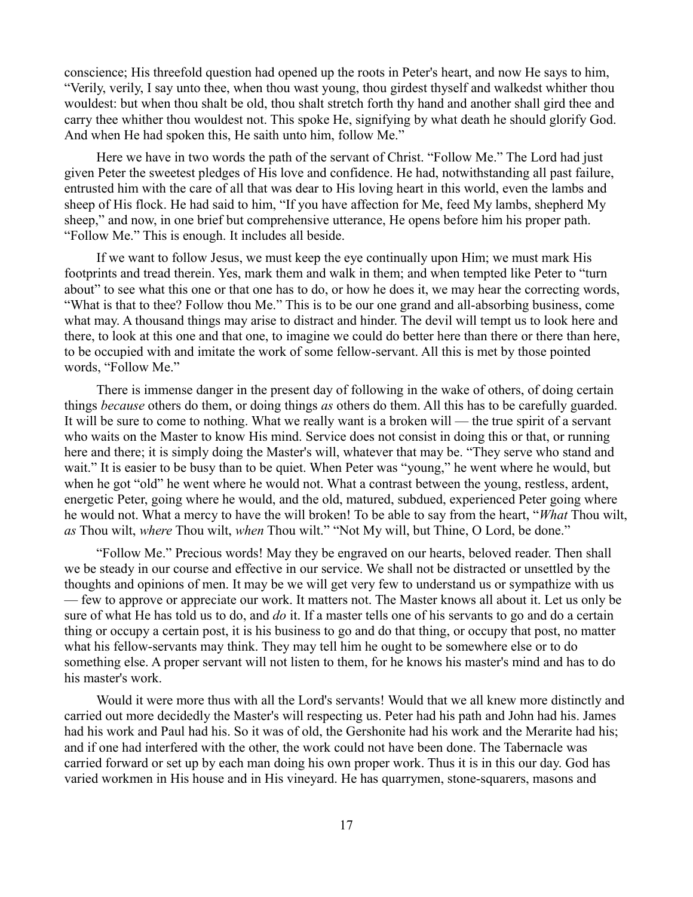conscience; His threefold question had opened up the roots in Peter's heart, and now He says to him, "Verily, verily, I say unto thee, when thou wast young, thou girdest thyself and walkedst whither thou wouldest: but when thou shalt be old, thou shalt stretch forth thy hand and another shall gird thee and carry thee whither thou wouldest not. This spoke He, signifying by what death he should glorify God. And when He had spoken this, He saith unto him, follow Me."

Here we have in two words the path of the servant of Christ. "Follow Me." The Lord had just given Peter the sweetest pledges of His love and confidence. He had, notwithstanding all past failure, entrusted him with the care of all that was dear to His loving heart in this world, even the lambs and sheep of His flock. He had said to him, "If you have affection for Me, feed My lambs, shepherd My sheep," and now, in one brief but comprehensive utterance, He opens before him his proper path. "Follow Me." This is enough. It includes all beside.

If we want to follow Jesus, we must keep the eye continually upon Him; we must mark His footprints and tread therein. Yes, mark them and walk in them; and when tempted like Peter to "turn about" to see what this one or that one has to do, or how he does it, we may hear the correcting words, "What is that to thee? Follow thou Me." This is to be our one grand and all-absorbing business, come what may. A thousand things may arise to distract and hinder. The devil will tempt us to look here and there, to look at this one and that one, to imagine we could do better here than there or there than here, to be occupied with and imitate the work of some fellow-servant. All this is met by those pointed words, "Follow Me."

There is immense danger in the present day of following in the wake of others, of doing certain things *because* others do them, or doing things *as* others do them. All this has to be carefully guarded. It will be sure to come to nothing. What we really want is a broken will — the true spirit of a servant who waits on the Master to know His mind. Service does not consist in doing this or that, or running here and there; it is simply doing the Master's will, whatever that may be. "They serve who stand and wait." It is easier to be busy than to be quiet. When Peter was "young," he went where he would, but when he got "old" he went where he would not. What a contrast between the young, restless, ardent, energetic Peter, going where he would, and the old, matured, subdued, experienced Peter going where he would not. What a mercy to have the will broken! To be able to say from the heart, "*What* Thou wilt, *as* Thou wilt, *where* Thou wilt, *when* Thou wilt." "Not My will, but Thine, O Lord, be done."

"Follow Me." Precious words! May they be engraved on our hearts, beloved reader. Then shall we be steady in our course and effective in our service. We shall not be distracted or unsettled by the thoughts and opinions of men. It may be we will get very few to understand us or sympathize with us — few to approve or appreciate our work. It matters not. The Master knows all about it. Let us only be sure of what He has told us to do, and *do* it. If a master tells one of his servants to go and do a certain thing or occupy a certain post, it is his business to go and do that thing, or occupy that post, no matter what his fellow-servants may think. They may tell him he ought to be somewhere else or to do something else. A proper servant will not listen to them, for he knows his master's mind and has to do his master's work.

Would it were more thus with all the Lord's servants! Would that we all knew more distinctly and carried out more decidedly the Master's will respecting us. Peter had his path and John had his. James had his work and Paul had his. So it was of old, the Gershonite had his work and the Merarite had his; and if one had interfered with the other, the work could not have been done. The Tabernacle was carried forward or set up by each man doing his own proper work. Thus it is in this our day. God has varied workmen in His house and in His vineyard. He has quarrymen, stone-squarers, masons and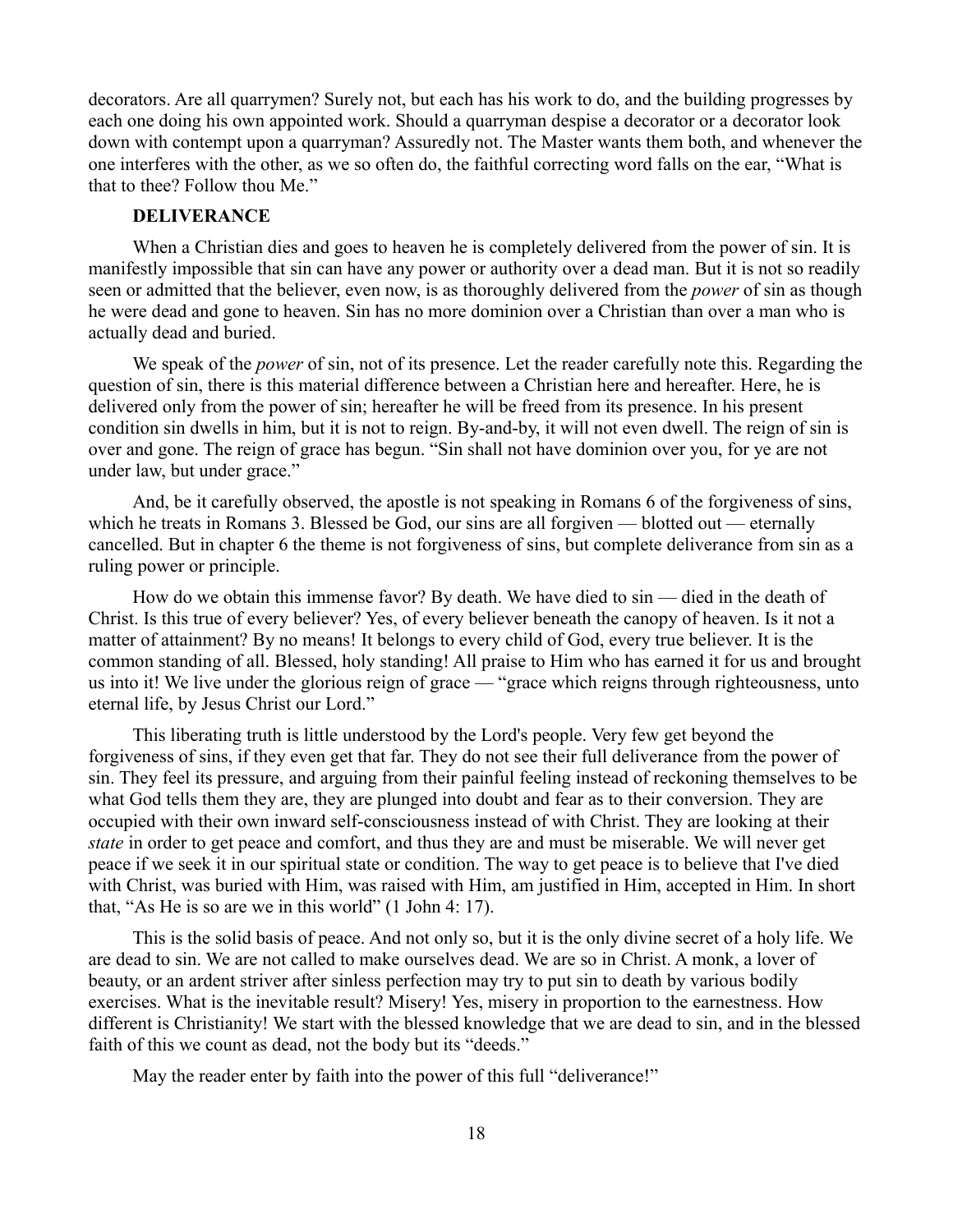decorators. Are all quarrymen? Surely not, but each has his work to do, and the building progresses by each one doing his own appointed work. Should a quarryman despise a decorator or a decorator look down with contempt upon a quarryman? Assuredly not. The Master wants them both, and whenever the one interferes with the other, as we so often do, the faithful correcting word falls on the ear, "What is that to thee? Follow thou Me."

### DELIVERANCE

When a Christian dies and goes to heaven he is completely delivered from the power of sin. It is manifestly impossible that sin can have any power or authority over a dead man. But it is not so readily seen or admitted that the believer, even now, is as thoroughly delivered from the *power* of sin as though he were dead and gone to heaven. Sin has no more dominion over a Christian than over a man who is actually dead and buried.

We speak of the *power* of sin, not of its presence. Let the reader carefully note this. Regarding the question of sin, there is this material difference between a Christian here and hereafter. Here, he is delivered only from the power of sin; hereafter he will be freed from its presence. In his present condition sin dwells in him, but it is not to reign. By-and-by, it will not even dwell. The reign of sin is over and gone. The reign of grace has begun. "Sin shall not have dominion over you, for ye are not under law, but under grace."

And, be it carefully observed, the apostle is not speaking in Romans 6 of the forgiveness of sins, which he treats in Romans 3. Blessed be God, our sins are all forgiven — blotted out — eternally cancelled. But in chapter 6 the theme is not forgiveness of sins, but complete deliverance from sin as a ruling power or principle.

How do we obtain this immense favor? By death. We have died to sin — died in the death of Christ. Is this true of every believer? Yes, of every believer beneath the canopy of heaven. Is it not a matter of attainment? By no means! It belongs to every child of God, every true believer. It is the common standing of all. Blessed, holy standing! All praise to Him who has earned it for us and brought us into it! We live under the glorious reign of grace — "grace which reigns through righteousness, unto eternal life, by Jesus Christ our Lord."

This liberating truth is little understood by the Lord's people. Very few get beyond the forgiveness of sins, if they even get that far. They do not see their full deliverance from the power of sin. They feel its pressure, and arguing from their painful feeling instead of reckoning themselves to be what God tells them they are, they are plunged into doubt and fear as to their conversion. They are occupied with their own inward self-consciousness instead of with Christ. They are looking at their *state* in order to get peace and comfort, and thus they are and must be miserable. We will never get peace if we seek it in our spiritual state or condition. The way to get peace is to believe that I've died with Christ, was buried with Him, was raised with Him, am justified in Him, accepted in Him. In short that, "As He is so are we in this world" (1 John 4: 17).

This is the solid basis of peace. And not only so, but it is the only divine secret of a holy life. We are dead to sin. We are not called to make ourselves dead. We are so in Christ. A monk, a lover of beauty, or an ardent striver after sinless perfection may try to put sin to death by various bodily exercises. What is the inevitable result? Misery! Yes, misery in proportion to the earnestness. How different is Christianity! We start with the blessed knowledge that we are dead to sin, and in the blessed faith of this we count as dead, not the body but its "deeds."

May the reader enter by faith into the power of this full "deliverance!"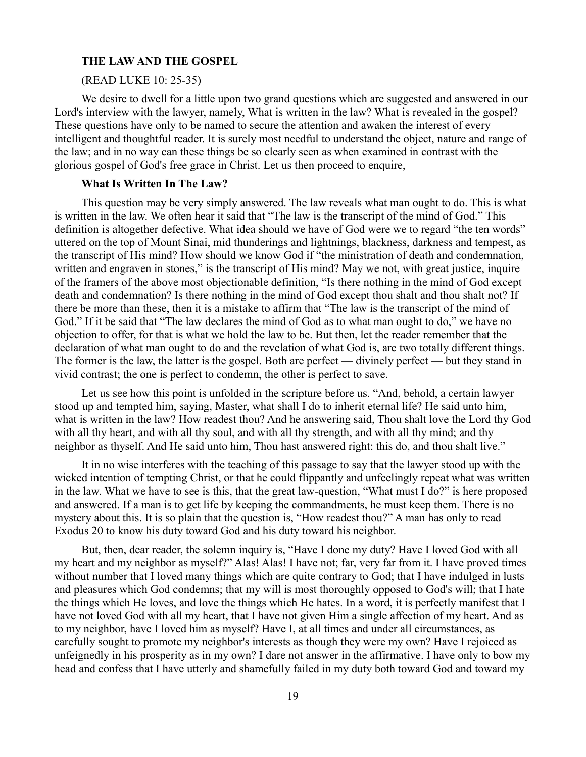## THE LAW AND THE GOSPEL

(READ LUKE 10: 25-35)

We desire to dwell for a little upon two grand questions which are suggested and answered in our Lord's interview with the lawyer, namely, What is written in the law? What is revealed in the gospel? These questions have only to be named to secure the attention and awaken the interest of every intelligent and thoughtful reader. It is surely most needful to understand the object, nature and range of the law; and in no way can these things be so clearly seen as when examined in contrast with the glorious gospel of God's free grace in Christ. Let us then proceed to enquire,

### What Is Written In The Law?

This question may be very simply answered. The law reveals what man ought to do. This is what is written in the law. We often hear it said that "The law is the transcript of the mind of God." This definition is altogether defective. What idea should we have of God were we to regard "the ten words" uttered on the top of Mount Sinai, mid thunderings and lightnings, blackness, darkness and tempest, as the transcript of His mind? How should we know God if "the ministration of death and condemnation, written and engraven in stones," is the transcript of His mind? May we not, with great justice, inquire of the framers of the above most objectionable definition, "Is there nothing in the mind of God except death and condemnation? Is there nothing in the mind of God except thou shalt and thou shalt not? If there be more than these, then it is a mistake to affirm that "The law is the transcript of the mind of God." If it be said that "The law declares the mind of God as to what man ought to do," we have no objection to offer, for that is what we hold the law to be. But then, let the reader remember that the declaration of what man ought to do and the revelation of what God is, are two totally different things. The former is the law, the latter is the gospel. Both are perfect — divinely perfect — but they stand in vivid contrast; the one is perfect to condemn, the other is perfect to save.

Let us see how this point is unfolded in the scripture before us. "And, behold, a certain lawyer stood up and tempted him, saying, Master, what shall I do to inherit eternal life? He said unto him, what is written in the law? How readest thou? And he answering said, Thou shalt love the Lord thy God with all thy heart, and with all thy soul, and with all thy strength, and with all thy mind; and thy neighbor as thyself. And He said unto him, Thou hast answered right: this do, and thou shalt live."

It in no wise interferes with the teaching of this passage to say that the lawyer stood up with the wicked intention of tempting Christ, or that he could flippantly and unfeelingly repeat what was written in the law. What we have to see is this, that the great law-question, "What must I do?" is here proposed and answered. If a man is to get life by keeping the commandments, he must keep them. There is no mystery about this. It is so plain that the question is, "How readest thou?" A man has only to read Exodus 20 to know his duty toward God and his duty toward his neighbor.

But, then, dear reader, the solemn inquiry is, "Have I done my duty? Have I loved God with all my heart and my neighbor as myself?" Alas! Alas! I have not; far, very far from it. I have proved times without number that I loved many things which are quite contrary to God; that I have indulged in lusts and pleasures which God condemns; that my will is most thoroughly opposed to God's will; that I hate the things which He loves, and love the things which He hates. In a word, it is perfectly manifest that I have not loved God with all my heart, that I have not given Him a single affection of my heart. And as to my neighbor, have I loved him as myself? Have I, at all times and under all circumstances, as carefully sought to promote my neighbor's interests as though they were my own? Have I rejoiced as unfeignedly in his prosperity as in my own? I dare not answer in the affirmative. I have only to bow my head and confess that I have utterly and shamefully failed in my duty both toward God and toward my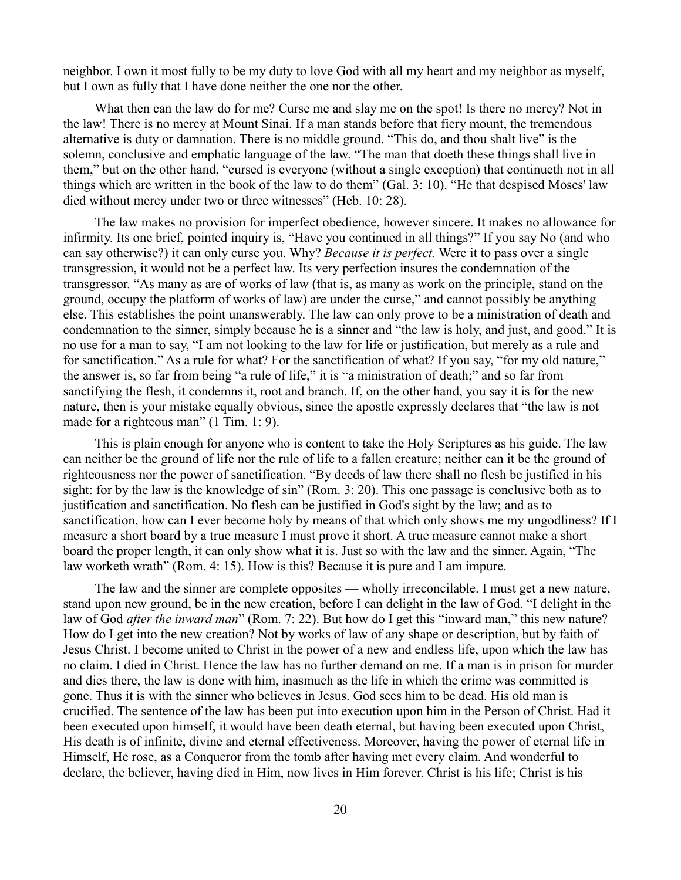neighbor. I own it most fully to be my duty to love God with all my heart and my neighbor as myself, but I own as fully that I have done neither the one nor the other.

What then can the law do for me? Curse me and slay me on the spot! Is there no mercy? Not in the law! There is no mercy at Mount Sinai. If a man stands before that fiery mount, the tremendous alternative is duty or damnation. There is no middle ground. "This do, and thou shalt live" is the solemn, conclusive and emphatic language of the law. "The man that doeth these things shall live in them," but on the other hand, "cursed is everyone (without a single exception) that continueth not in all things which are written in the book of the law to do them" (Gal. 3: 10). "He that despised Moses' law died without mercy under two or three witnesses" (Heb. 10: 28).

The law makes no provision for imperfect obedience, however sincere. It makes no allowance for infirmity. Its one brief, pointed inquiry is, "Have you continued in all things?" If you say No (and who can say otherwise?) it can only curse you. Why? *Because it is perfect.* Were it to pass over a single transgression, it would not be a perfect law. Its very perfection insures the condemnation of the transgressor. "As many as are of works of law (that is, as many as work on the principle, stand on the ground, occupy the platform of works of law) are under the curse," and cannot possibly be anything else. This establishes the point unanswerably. The law can only prove to be a ministration of death and condemnation to the sinner, simply because he is a sinner and "the law is holy, and just, and good." It is no use for a man to say, "I am not looking to the law for life or justification, but merely as a rule and for sanctification." As a rule for what? For the sanctification of what? If you say, "for my old nature," the answer is, so far from being "a rule of life," it is "a ministration of death;" and so far from sanctifying the flesh, it condemns it, root and branch. If, on the other hand, you say it is for the new nature, then is your mistake equally obvious, since the apostle expressly declares that "the law is not made for a righteous man" (1 Tim. 1: 9).

This is plain enough for anyone who is content to take the Holy Scriptures as his guide. The law can neither be the ground of life nor the rule of life to a fallen creature; neither can it be the ground of righteousness nor the power of sanctification. "By deeds of law there shall no flesh be justified in his sight: for by the law is the knowledge of sin" (Rom. 3: 20). This one passage is conclusive both as to justification and sanctification. No flesh can be justified in God's sight by the law; and as to sanctification, how can I ever become holy by means of that which only shows me my ungodliness? If I measure a short board by a true measure I must prove it short. A true measure cannot make a short board the proper length, it can only show what it is. Just so with the law and the sinner. Again, "The law worketh wrath" (Rom. 4: 15). How is this? Because it is pure and I am impure.

The law and the sinner are complete opposites — wholly irreconcilable. I must get a new nature, stand upon new ground, be in the new creation, before I can delight in the law of God. "I delight in the law of God *after the inward man*" (Rom. 7: 22). But how do I get this "inward man," this new nature? How do I get into the new creation? Not by works of law of any shape or description, but by faith of Jesus Christ. I become united to Christ in the power of a new and endless life, upon which the law has no claim. I died in Christ. Hence the law has no further demand on me. If a man is in prison for murder and dies there, the law is done with him, inasmuch as the life in which the crime was committed is gone. Thus it is with the sinner who believes in Jesus. God sees him to be dead. His old man is crucified. The sentence of the law has been put into execution upon him in the Person of Christ. Had it been executed upon himself, it would have been death eternal, but having been executed upon Christ, His death is of infinite, divine and eternal effectiveness. Moreover, having the power of eternal life in Himself, He rose, as a Conqueror from the tomb after having met every claim. And wonderful to declare, the believer, having died in Him, now lives in Him forever. Christ is his life; Christ is his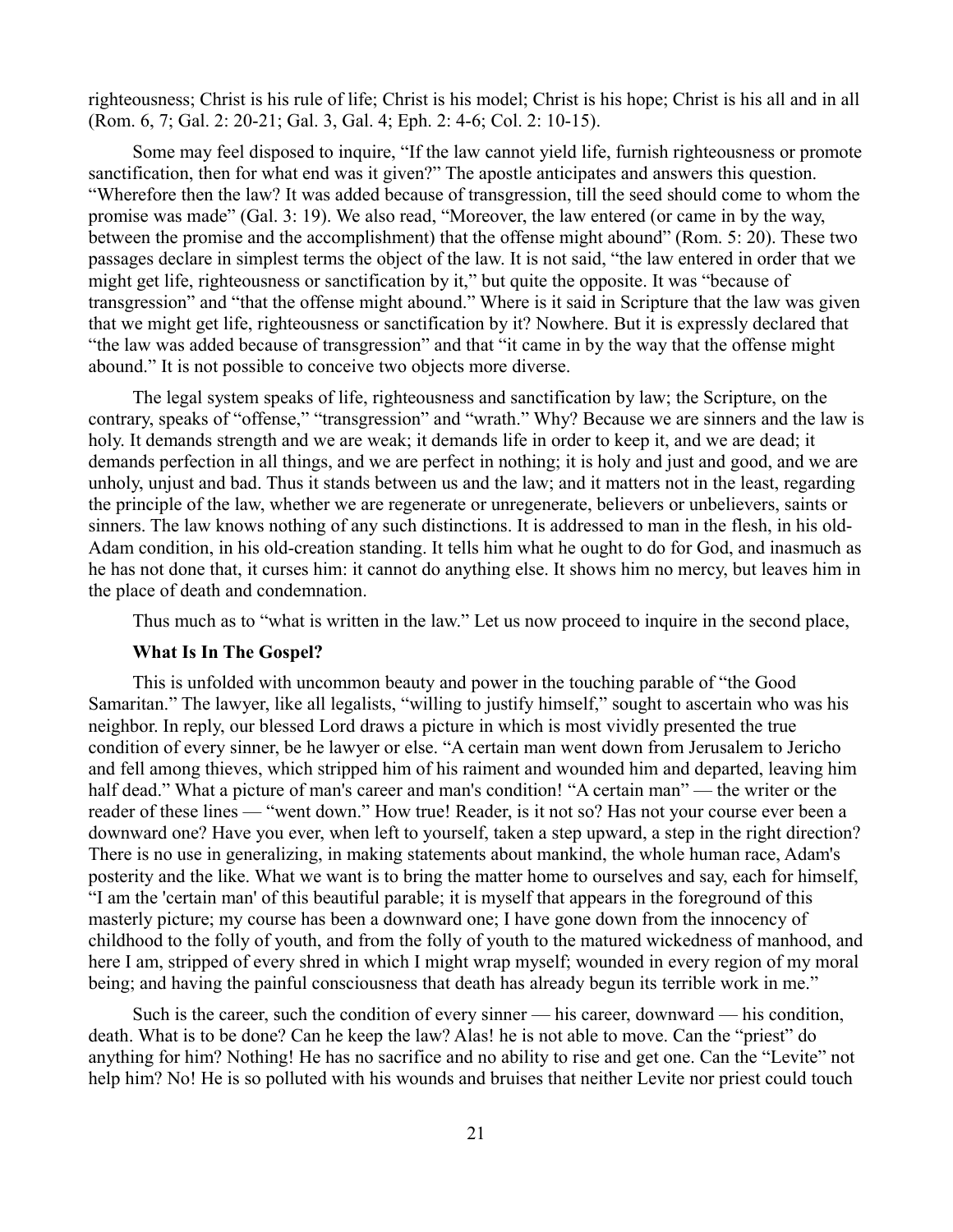righteousness; Christ is his rule of life; Christ is his model; Christ is his hope; Christ is his all and in all (Rom. 6, 7; Gal. 2: 20-21; Gal. 3, Gal. 4; Eph. 2: 4-6; Col. 2: 10-15).

Some may feel disposed to inquire, "If the law cannot yield life, furnish righteousness or promote sanctification, then for what end was it given?" The apostle anticipates and answers this question. "Wherefore then the law? It was added because of transgression, till the seed should come to whom the promise was made" (Gal. 3: 19). We also read, "Moreover, the law entered (or came in by the way, between the promise and the accomplishment) that the offense might abound" (Rom. 5: 20). These two passages declare in simplest terms the object of the law. It is not said, "the law entered in order that we might get life, righteousness or sanctification by it," but quite the opposite. It was "because of transgression" and "that the offense might abound." Where is it said in Scripture that the law was given that we might get life, righteousness or sanctification by it? Nowhere. But it is expressly declared that "the law was added because of transgression" and that "it came in by the way that the offense might abound." It is not possible to conceive two objects more diverse.

The legal system speaks of life, righteousness and sanctification by law; the Scripture, on the contrary, speaks of "offense," "transgression" and "wrath." Why? Because we are sinners and the law is holy. It demands strength and we are weak; it demands life in order to keep it, and we are dead; it demands perfection in all things, and we are perfect in nothing; it is holy and just and good, and we are unholy, unjust and bad. Thus it stands between us and the law; and it matters not in the least, regarding the principle of the law, whether we are regenerate or unregenerate, believers or unbelievers, saints or sinners. The law knows nothing of any such distinctions. It is addressed to man in the flesh, in his old-Adam condition, in his old-creation standing. It tells him what he ought to do for God, and inasmuch as he has not done that, it curses him: it cannot do anything else. It shows him no mercy, but leaves him in the place of death and condemnation.

Thus much as to "what is written in the law." Let us now proceed to inquire in the second place,

**What Is In The Gospel?**

This is unfolded with uncommon beauty and power in the touching parable of "the Good Samaritan." The lawyer, like all legalists, "willing to justify himself," sought to ascertain who was his neighbor. In reply, our blessed Lord draws a picture in which is most vividly presented the true condition of every sinner, be he lawyer or else. "A certain man went down from Jerusalem to Jericho and fell among thieves, which stripped him of his raiment and wounded him and departed, leaving him half dead." What a picture of man's career and man's condition! "A certain man" — the writer or the reader of these lines — "went down." How true! Reader, is it not so? Has not your course ever been a downward one? Have you ever, when left to yourself, taken a step upward, a step in the right direction? There is no use in generalizing, in making statements about mankind, the whole human race, Adam's posterity and the like. What we want is to bring the matter home to ourselves and say, each for himself, "I am the 'certain man' of this beautiful parable; it is myself that appears in the foreground of this masterly picture; my course has been a downward one; I have gone down from the innocency of childhood to the folly of youth, and from the folly of youth to the matured wickedness of manhood, and here I am, stripped of every shred in which I might wrap myself; wounded in every region of my moral being; and having the painful consciousness that death has already begun its terrible work in me."

Such is the career, such the condition of every sinner — his career, downward — his condition, death. What is to be done? Can he keep the law? Alas! he is not able to move. Can the "priest" do anything for him? Nothing! He has no sacrifice and no ability to rise and get one. Can the "Levite" not help him? No! He is so polluted with his wounds and bruises that neither Levite nor priest could touch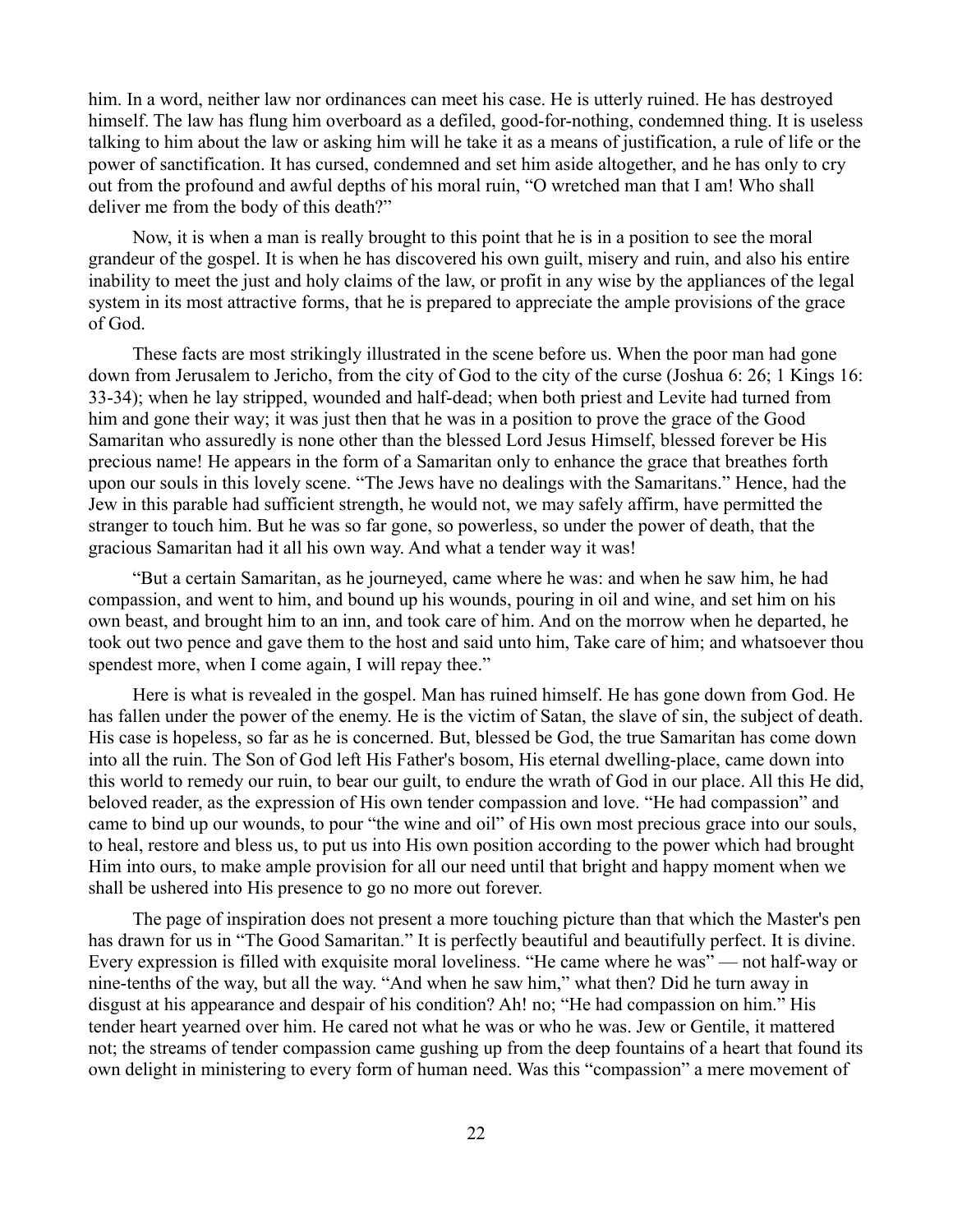him. In a word, neither law nor ordinances can meet his case. He is utterly ruined. He has destroyed himself. The law has flung him overboard as a defiled, good-for-nothing, condemned thing. It is useless talking to him about the law or asking him will he take it as a means of justification, a rule of life or the power of sanctification. It has cursed, condemned and set him aside altogether, and he has only to cry out from the profound and awful depths of his moral ruin, "O wretched man that I am! Who shall deliver me from the body of this death?"

Now, it is when a man is really brought to this point that he is in a position to see the moral grandeur of the gospel. It is when he has discovered his own guilt, misery and ruin, and also his entire inability to meet the just and holy claims of the law, or profit in any wise by the appliances of the legal system in its most attractive forms, that he is prepared to appreciate the ample provisions of the grace of God.

These facts are most strikingly illustrated in the scene before us. When the poor man had gone down from Jerusalem to Jericho, from the city of God to the city of the curse (Joshua 6: 26; 1 Kings 16: 33-34); when he lay stripped, wounded and half-dead; when both priest and Levite had turned from him and gone their way; it was just then that he was in a position to prove the grace of the Good Samaritan who assuredly is none other than the blessed Lord Jesus Himself, blessed forever be His precious name! He appears in the form of a Samaritan only to enhance the grace that breathes forth upon our souls in this lovely scene. "The Jews have no dealings with the Samaritans." Hence, had the Jew in this parable had sufficient strength, he would not, we may safely affirm, have permitted the stranger to touch him. But he was so far gone, so powerless, so under the power of death, that the gracious Samaritan had it all his own way. And what a tender way it was!

"But a certain Samaritan, as he journeyed, came where he was: and when he saw him, he had compassion, and went to him, and bound up his wounds, pouring in oil and wine, and set him on his own beast, and brought him to an inn, and took care of him. And on the morrow when he departed, he took out two pence and gave them to the host and said unto him, Take care of him; and whatsoever thou spendest more, when I come again, I will repay thee."

Here is what is revealed in the gospel. Man has ruined himself. He has gone down from God. He has fallen under the power of the enemy. He is the victim of Satan, the slave of sin, the subject of death. His case is hopeless, so far as he is concerned. But, blessed be God, the true Samaritan has come down into all the ruin. The Son of God left His Father's bosom, His eternal dwelling-place, came down into this world to remedy our ruin, to bear our guilt, to endure the wrath of God in our place. All this He did, beloved reader, as the expression of His own tender compassion and love. "He had compassion" and came to bind up our wounds, to pour "the wine and oil" of His own most precious grace into our souls, to heal, restore and bless us, to put us into His own position according to the power which had brought Him into ours, to make ample provision for all our need until that bright and happy moment when we shall be ushered into His presence to go no more out forever.

The page of inspiration does not present a more touching picture than that which the Master's pen has drawn for us in "The Good Samaritan." It is perfectly beautiful and beautifully perfect. It is divine. Every expression is filled with exquisite moral loveliness. "He came where he was" — not half-way or nine-tenths of the way, but all the way. "And when he saw him," what then? Did he turn away in disgust at his appearance and despair of his condition? Ah! no; "He had compassion on him." His tender heart yearned over him. He cared not what he was or who he was. Jew or Gentile, it mattered not; the streams of tender compassion came gushing up from the deep fountains of a heart that found its own delight in ministering to every form of human need. Was this "compassion" a mere movement of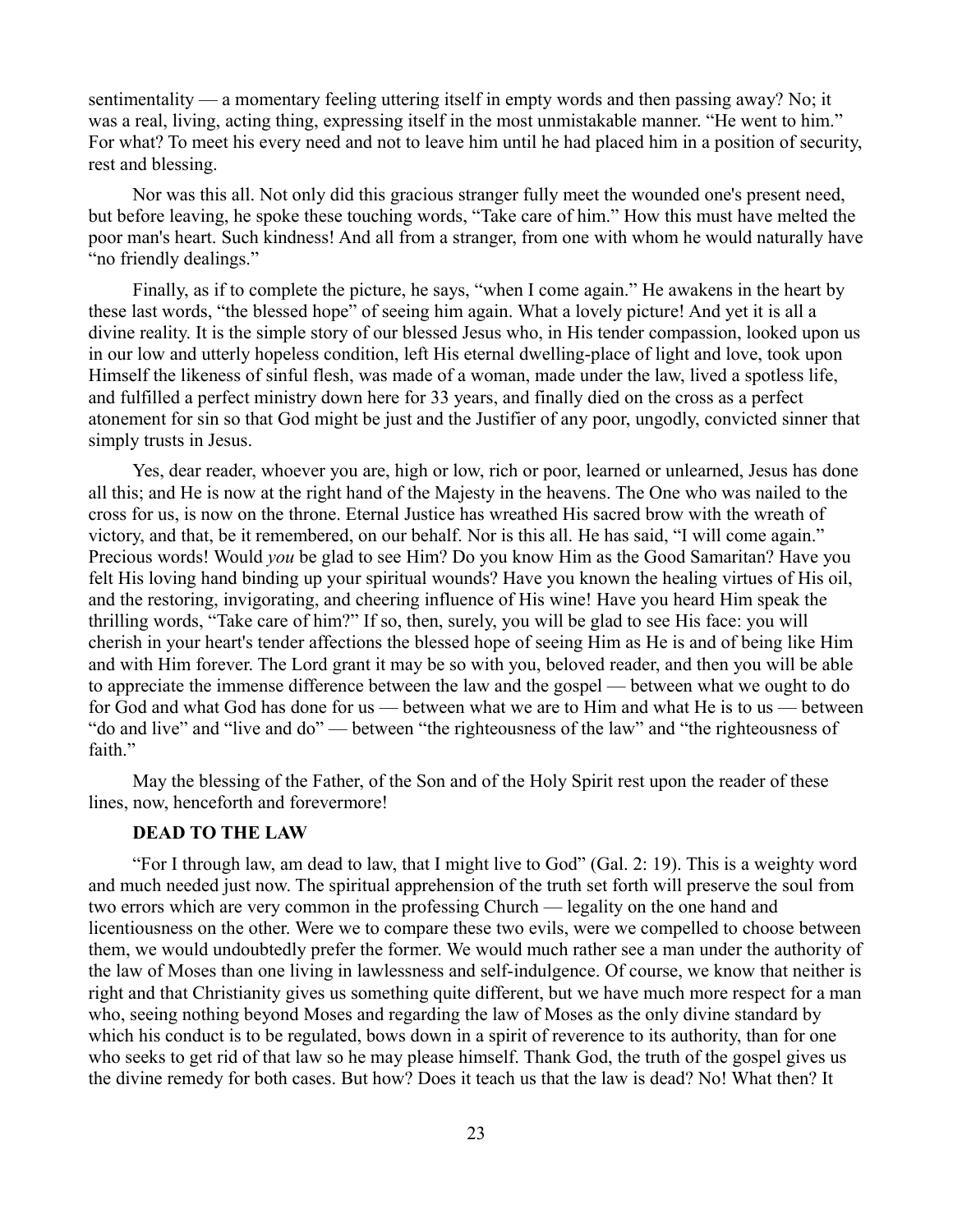sentimentality — a momentary feeling uttering itself in empty words and then passing away? No; it was a real, living, acting thing, expressing itself in the most unmistakable manner. "He went to him." For what? To meet his every need and not to leave him until he had placed him in a position of security, rest and blessing.

Nor was this all. Not only did this gracious stranger fully meet the wounded one's present need, but before leaving, he spoke these touching words, "Take care of him." How this must have melted the poor man's heart. Such kindness! And all from a stranger, from one with whom he would naturally have "no friendly dealings."

Finally, as if to complete the picture, he says, "when I come again." He awakens in the heart by these last words, "the blessed hope" of seeing him again. What a lovely picture! And yet it is all a divine reality. It is the simple story of our blessed Jesus who, in His tender compassion, looked upon us in our low and utterly hopeless condition, left His eternal dwelling-place of light and love, took upon Himself the likeness of sinful flesh, was made of a woman, made under the law, lived a spotless life, and fulfilled a perfect ministry down here for 33 years, and finally died on the cross as a perfect atonement for sin so that God might be just and the Justifier of any poor, ungodly, convicted sinner that simply trusts in Jesus.

Yes, dear reader, whoever you are, high or low, rich or poor, learned or unlearned, Jesus has done all this; and He is now at the right hand of the Majesty in the heavens. The One who was nailed to the cross for us, is now on the throne. Eternal Justice has wreathed His sacred brow with the wreath of victory, and that, be it remembered, on our behalf. Nor is this all. He has said, "I will come again." Precious words! Would *you* be glad to see Him? Do you know Him as the Good Samaritan? Have you felt His loving hand binding up your spiritual wounds? Have you known the healing virtues of His oil, and the restoring, invigorating, and cheering influence of His wine! Have you heard Him speak the thrilling words, "Take care of him?" If so, then, surely, you will be glad to see His face: you will cherish in your heart's tender affections the blessed hope of seeing Him as He is and of being like Him and with Him forever. The Lord grant it may be so with you, beloved reader, and then you will be able to appreciate the immense difference between the law and the gospel — between what we ought to do for God and what God has done for us — between what we are to Him and what He is to us — between "do and live" and "live and do" — between "the righteousness of the law" and "the righteousness of faith."

May the blessing of the Father, of the Son and of the Holy Spirit rest upon the reader of these lines, now, henceforth and forevermore!

## DEAD TO THE LAW

"For I through law, am dead to law, that I might live to God" (Gal. 2: 19). This is a weighty word and much needed just now. The spiritual apprehension of the truth set forth will preserve the soul from two errors which are very common in the professing Church — legality on the one hand and licentiousness on the other. Were we to compare these two evils, were we compelled to choose between them, we would undoubtedly prefer the former. We would much rather see a man under the authority of the law of Moses than one living in lawlessness and self-indulgence. Of course, we know that neither is right and that Christianity gives us something quite different, but we have much more respect for a man who, seeing nothing beyond Moses and regarding the law of Moses as the only divine standard by which his conduct is to be regulated, bows down in a spirit of reverence to its authority, than for one who seeks to get rid of that law so he may please himself. Thank God, the truth of the gospel gives us the divine remedy for both cases. But how? Does it teach us that the law is dead? No! What then? It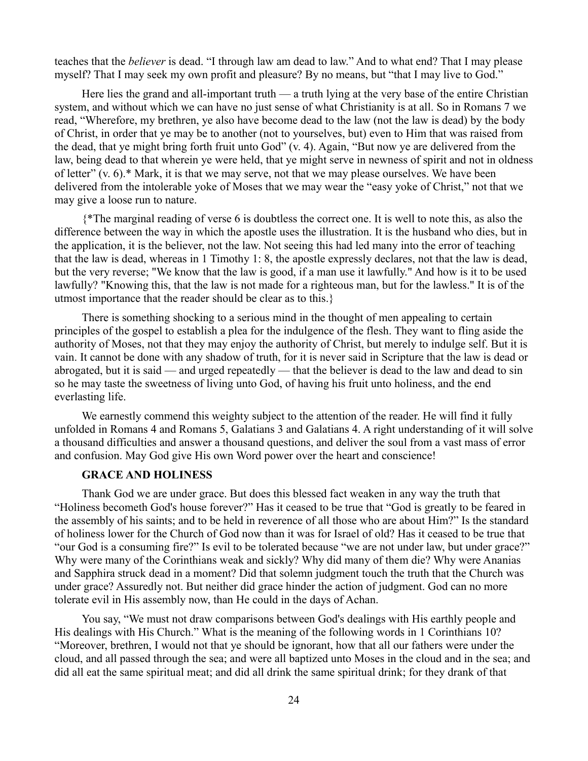teaches that the *believer* is dead. "I through law am dead to law." And to what end? That I may please myself? That I may seek my own profit and pleasure? By no means, but "that I may live to God."

Here lies the grand and all-important truth — a truth lying at the very base of the entire Christian system, and without which we can have no just sense of what Christianity is at all. So in Romans 7 we read, "Wherefore, my brethren, ye also have become dead to the law (not the law is dead) by the body of Christ, in order that ye may be to another (not to yourselves, but) even to Him that was raised from the dead, that ye might bring forth fruit unto God" (v. 4). Again, "But now ye are delivered from the law, being dead to that wherein ye were held, that ye might serve in newness of spirit and not in oldness of letter" (v. 6).* Mark, it is that we may serve, not that we may please ourselves. We have been delivered from the intolerable yoke of Moses that we may wear the "easy yoke of Christ," not that we may give a loose run to nature.

{*The marginal reading of verse 6 is doubtless the correct one. It is well to note this, as also the difference between the way in which the apostle uses the illustration. It is the husband who dies, but in the application, it is the believer, not the law. Not seeing this had led many into the error of teaching that the law is dead, whereas in 1 Timothy 1: 8, the apostle expressly declares, not that the law is dead, but the very reverse; "We know that the law is good, if a man use it lawfully." And how is it to be used lawfully? "Knowing this, that the law is not made for a righteous man, but for the lawless." It is of the utmost importance that the reader should be clear as to this.}

There is something shocking to a serious mind in the thought of men appealing to certain principles of the gospel to establish a plea for the indulgence of the flesh. They want to fling aside the authority of Moses, not that they may enjoy the authority of Christ, but merely to indulge self. But it is vain. It cannot be done with any shadow of truth, for it is never said in Scripture that the law is dead or abrogated, but it is said — and urged repeatedly — that the believer is dead to the law and dead to sin so he may taste the sweetness of living unto God, of having his fruit unto holiness, and the end everlasting life.

We earnestly commend this weighty subject to the attention of the reader. He will find it fully unfolded in Romans 4 and Romans 5, Galatians 3 and Galatians 4. A right understanding of it will solve a thousand difficulties and answer a thousand questions, and deliver the soul from a vast mass of error and confusion. May God give His own Word power over the heart and conscience!

### GRACE AND HOLINESS

Thank God we are under grace. But does this blessed fact weaken in any way the truth that "Holiness becometh God's house forever?" Has it ceased to be true that "God is greatly to be feared in the assembly of his saints; and to be held in reverence of all those who are about Him?" Is the standard of holiness lower for the Church of God now than it was for Israel of old? Has it ceased to be true that "our God is a consuming fire?" Is evil to be tolerated because "we are not under law, but under grace?" Why were many of the Corinthians weak and sickly? Why did many of them die? Why were Ananias and Sapphira struck dead in a moment? Did that solemn judgment touch the truth that the Church was under grace? Assuredly not. But neither did grace hinder the action of judgment. God can no more tolerate evil in His assembly now, than He could in the days of Achan.

You say, "We must not draw comparisons between God's dealings with His earthly people and His dealings with His Church." What is the meaning of the following words in 1 Corinthians 10? "Moreover, brethren, I would not that ye should be ignorant, how that all our fathers were under the cloud, and all passed through the sea; and were all baptized unto Moses in the cloud and in the sea; and did all eat the same spiritual meat; and did all drink the same spiritual drink; for they drank of that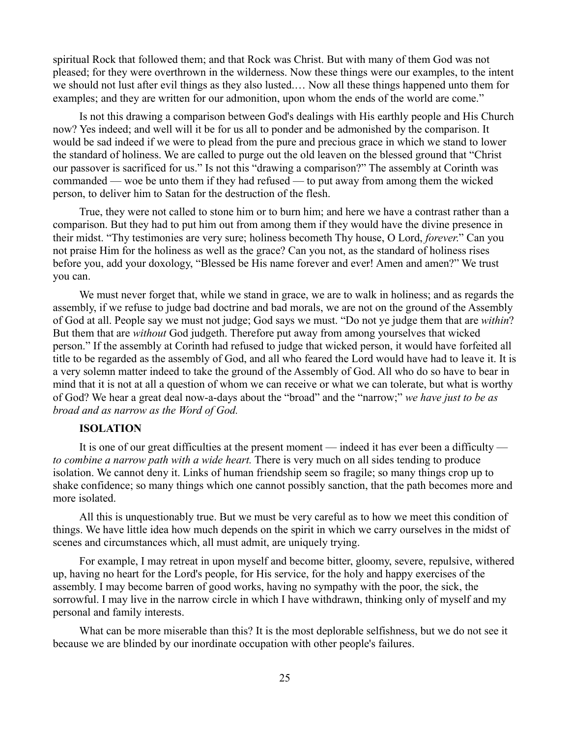spiritual Rock that followed them; and that Rock was Christ. But with many of them God was not pleased; for they were overthrown in the wilderness. Now these things were our examples, to the intent we should not lust after evil things as they also lusted.… Now all these things happened unto them for examples; and they are written for our admonition, upon whom the ends of the world are come."

Is not this drawing a comparison between God's dealings with His earthly people and His Church now? Yes indeed; and well will it be for us all to ponder and be admonished by the comparison. It would be sad indeed if we were to plead from the pure and precious grace in which we stand to lower the standard of holiness. We are called to purge out the old leaven on the blessed ground that "Christ our passover is sacrificed for us." Is not this "drawing a comparison?" The assembly at Corinth was commanded — woe be unto them if they had refused — to put away from among them the wicked person, to deliver him to Satan for the destruction of the flesh.

True, they were not called to stone him or to burn him; and here we have a contrast rather than a comparison. But they had to put him out from among them if they would have the divine presence in their midst. "Thy testimonies are very sure; holiness becometh Thy house, O Lord, *forever*." Can you not praise Him for the holiness as well as the grace? Can you not, as the standard of holiness rises before you, add your doxology, "Blessed be His name forever and ever! Amen and amen?" We trust you can.

We must never forget that, while we stand in grace, we are to walk in holiness; and as regards the assembly, if we refuse to judge bad doctrine and bad morals, we are not on the ground of the Assembly of God at all. People say we must not judge; God says we must. "Do not ye judge them that are *within*? But them that are *without* God judgeth. Therefore put away from among yourselves that wicked person." If the assembly at Corinth had refused to judge that wicked person, it would have forfeited all title to be regarded as the assembly of God, and all who feared the Lord would have had to leave it. It is a very solemn matter indeed to take the ground of the Assembly of God. All who do so have to bear in mind that it is not at all a question of whom we can receive or what we can tolerate, but what is worthy of God? We hear a great deal now-a-days about the "broad" and the "narrow;" *we have just to be as broad and as narrow as the Word of God.*

**ISOLATION**

It is one of our great difficulties at the present moment — indeed it has ever been a difficulty — *to combine a narrow path with a wide heart.* There is very much on all sides tending to produce isolation. We cannot deny it. Links of human friendship seem so fragile; so many things crop up to shake confidence; so many things which one cannot possibly sanction, that the path becomes more and more isolated.

All this is unquestionably true. But we must be very careful as to how we meet this condition of things. We have little idea how much depends on the spirit in which we carry ourselves in the midst of scenes and circumstances which, all must admit, are uniquely trying.

For example, I may retreat in upon myself and become bitter, gloomy, severe, repulsive, withered up, having no heart for the Lord's people, for His service, for the holy and happy exercises of the assembly. I may become barren of good works, having no sympathy with the poor, the sick, the sorrowful. I may live in the narrow circle in which I have withdrawn, thinking only of myself and my personal and family interests.

What can be more miserable than this? It is the most deplorable selfishness, but we do not see it because we are blinded by our inordinate occupation with other people's failures.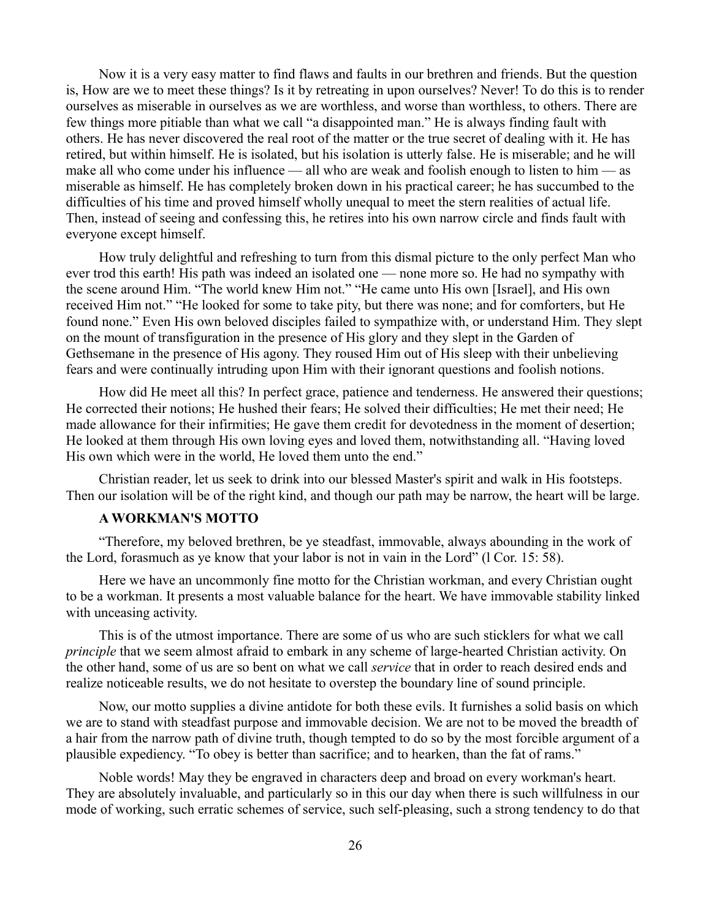Now it is a very easy matter to find flaws and faults in our brethren and friends. But the question is, How are we to meet these things? Is it by retreating in upon ourselves? Never! To do this is to render ourselves as miserable in ourselves as we are worthless, and worse than worthless, to others. There are few things more pitiable than what we call "a disappointed man." He is always finding fault with others. He has never discovered the real root of the matter or the true secret of dealing with it. He has retired, but within himself. He is isolated, but his isolation is utterly false. He is miserable; and he will make all who come under his influence — all who are weak and foolish enough to listen to him — as miserable as himself. He has completely broken down in his practical career; he has succumbed to the difficulties of his time and proved himself wholly unequal to meet the stern realities of actual life. Then, instead of seeing and confessing this, he retires into his own narrow circle and finds fault with everyone except himself.

How truly delightful and refreshing to turn from this dismal picture to the only perfect Man who ever trod this earth! His path was indeed an isolated one — none more so. He had no sympathy with the scene around Him. "The world knew Him not." "He came unto His own [Israel], and His own received Him not." "He looked for some to take pity, but there was none; and for comforters, but He found none." Even His own beloved disciples failed to sympathize with, or understand Him. They slept on the mount of transfiguration in the presence of His glory and they slept in the Garden of Gethsemane in the presence of His agony. They roused Him out of His sleep with their unbelieving fears and were continually intruding upon Him with their ignorant questions and foolish notions.

How did He meet all this? In perfect grace, patience and tenderness. He answered their questions; He corrected their notions; He hushed their fears; He solved their difficulties; He met their need; He made allowance for their infirmities; He gave them credit for devotedness in the moment of desertion; He looked at them through His own loving eyes and loved them, notwithstanding all. "Having loved His own which were in the world, He loved them unto the end."

Christian reader, let us seek to drink into our blessed Master's spirit and walk in His footsteps. Then our isolation will be of the right kind, and though our path may be narrow, the heart will be large.

### A WORKMAN'S MOTTO

"Therefore, my beloved brethren, be ye steadfast, immovable, always abounding in the work of the Lord, forasmuch as ye know that your labor is not in vain in the Lord" (l Cor. 15: 58).

Here we have an uncommonly fine motto for the Christian workman, and every Christian ought to be a workman. It presents a most valuable balance for the heart. We have immovable stability linked with unceasing activity.

This is of the utmost importance. There are some of us who are such sticklers for what we call *principle* that we seem almost afraid to embark in any scheme of large-hearted Christian activity. On the other hand, some of us are so bent on what we call *service* that in order to reach desired ends and realize noticeable results, we do not hesitate to overstep the boundary line of sound principle.

Now, our motto supplies a divine antidote for both these evils. It furnishes a solid basis on which we are to stand with steadfast purpose and immovable decision. We are not to be moved the breadth of a hair from the narrow path of divine truth, though tempted to do so by the most forcible argument of a plausible expediency. "To obey is better than sacrifice; and to hearken, than the fat of rams."

Noble words! May they be engraved in characters deep and broad on every workman's heart. They are absolutely invaluable, and particularly so in this our day when there is such willfulness in our mode of working, such erratic schemes of service, such self-pleasing, such a strong tendency to do that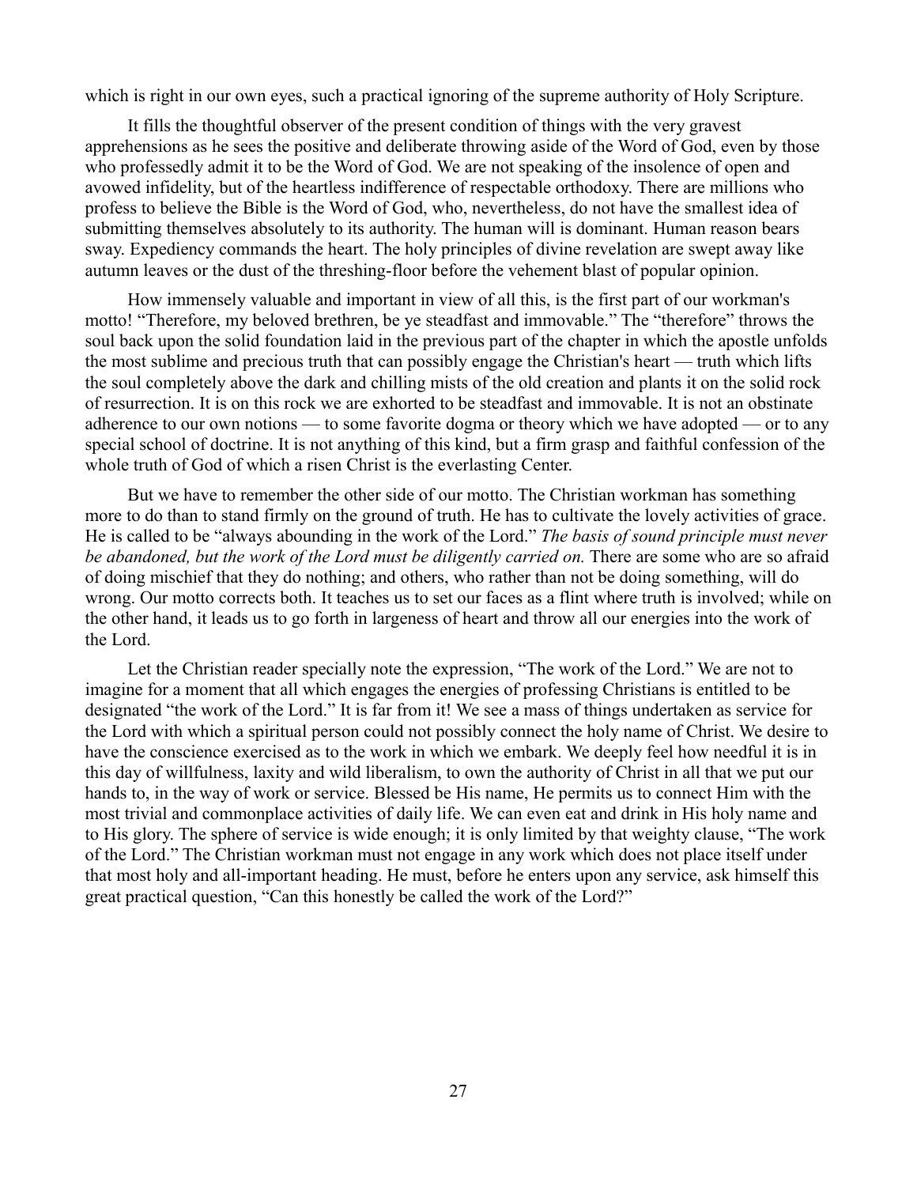which is right in our own eyes, such a practical ignoring of the supreme authority of Holy Scripture.

It fills the thoughtful observer of the present condition of things with the very gravest apprehensions as he sees the positive and deliberate throwing aside of the Word of God, even by those who professedly admit it to be the Word of God. We are not speaking of the insolence of open and avowed infidelity, but of the heartless indifference of respectable orthodoxy. There are millions who profess to believe the Bible is the Word of God, who, nevertheless, do not have the smallest idea of submitting themselves absolutely to its authority. The human will is dominant. Human reason bears sway. Expediency commands the heart. The holy principles of divine revelation are swept away like autumn leaves or the dust of the threshing-floor before the vehement blast of popular opinion.

How immensely valuable and important in view of all this, is the first part of our workman's motto! "Therefore, my beloved brethren, be ye steadfast and immovable." The "therefore" throws the soul back upon the solid foundation laid in the previous part of the chapter in which the apostle unfolds the most sublime and precious truth that can possibly engage the Christian's heart — truth which lifts the soul completely above the dark and chilling mists of the old creation and plants it on the solid rock of resurrection. It is on this rock we are exhorted to be steadfast and immovable. It is not an obstinate adherence to our own notions — to some favorite dogma or theory which we have adopted — or to any special school of doctrine. It is not anything of this kind, but a firm grasp and faithful confession of the whole truth of God of which a risen Christ is the everlasting Center.

But we have to remember the other side of our motto. The Christian workman has something more to do than to stand firmly on the ground of truth. He has to cultivate the lovely activities of grace. He is called to be "always abounding in the work of the Lord." *The basis of sound principle must never be abandoned, but the work of the Lord must be diligently carried on.* There are some who are so afraid of doing mischief that they do nothing; and others, who rather than not be doing something, will do wrong. Our motto corrects both. It teaches us to set our faces as a flint where truth is involved; while on the other hand, it leads us to go forth in largeness of heart and throw all our energies into the work of the Lord.

Let the Christian reader specially note the expression, "The work of the Lord." We are not to imagine for a moment that all which engages the energies of professing Christians is entitled to be designated "the work of the Lord." It is far from it! We see a mass of things undertaken as service for the Lord with which a spiritual person could not possibly connect the holy name of Christ. We desire to have the conscience exercised as to the work in which we embark. We deeply feel how needful it is in this day of willfulness, laxity and wild liberalism, to own the authority of Christ in all that we put our hands to, in the way of work or service. Blessed be His name, He permits us to connect Him with the most trivial and commonplace activities of daily life. We can even eat and drink in His holy name and to His glory. The sphere of service is wide enough; it is only limited by that weighty clause, "The work of the Lord." The Christian workman must not engage in any work which does not place itself under that most holy and all-important heading. He must, before he enters upon any service, ask himself this great practical question, "Can this honestly be called the work of the Lord?"